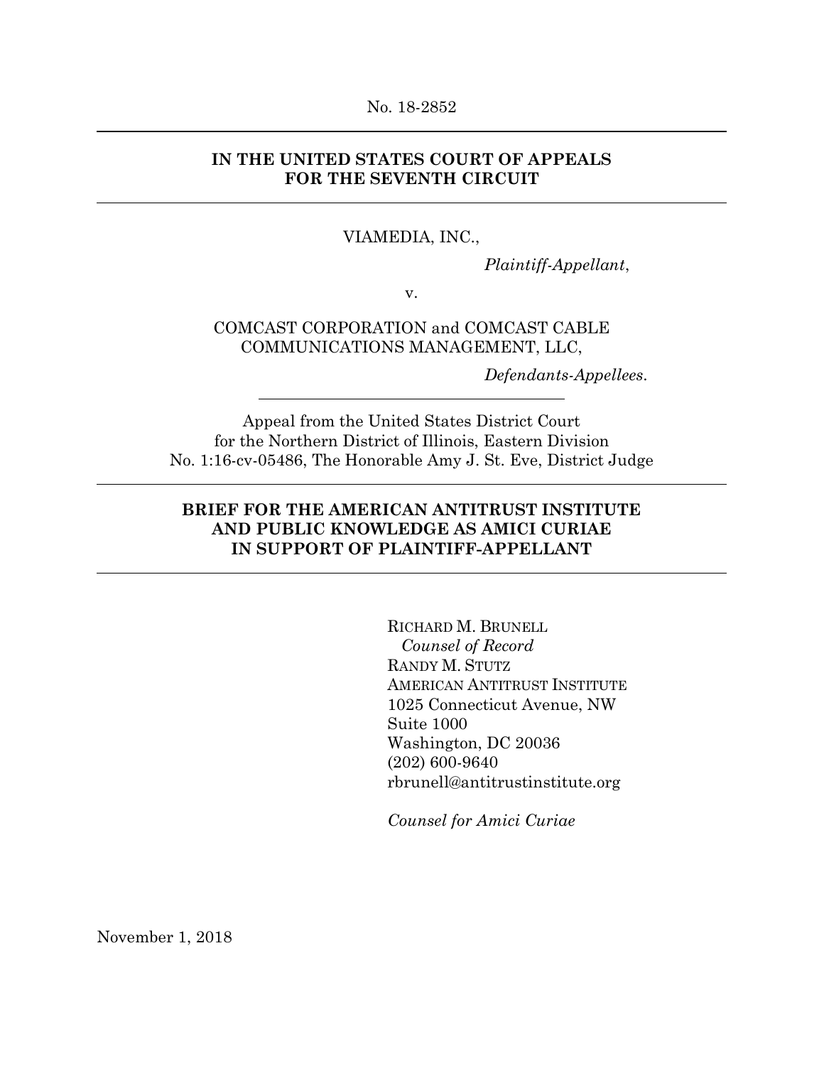No. 18-2852

---

**IN THE UNITED STATES COURT OF APPEALS**
**FOR THE SEVENTH CIRCUIT**

---

VIAMEDIA, INC.,

*Plaintiff-Appellant*,

v.

COMCAST CORPORATION and COMCAST CABLE COMMUNICATIONS MANAGEMENT, LLC,

*Defendants-Appellees*.

---

Appeal from the United States District Court
for the Northern District of Illinois, Eastern Division
No. 1:16-cv-05486, The Honorable Amy J. St. Eve, District Judge

---

**BRIEF FOR THE AMERICAN ANTITRUST INSTITUTE AND PUBLIC KNOWLEDGE AS AMICI CURIAE IN SUPPORT OF PLAINTIFF-APPELLANT**

---

RICHARD M. BRUNELL
*Counsel of Record*
RANDY M. STUTZ
AMERICAN ANTITRUST INSTITUTE
1025 Connecticut Avenue, NW
Suite 1000
Washington, DC 20036
(202) 600-9640
rbrunell@antitrustinstitute.org

*Counsel for Amici Curiae*

November 1, 2018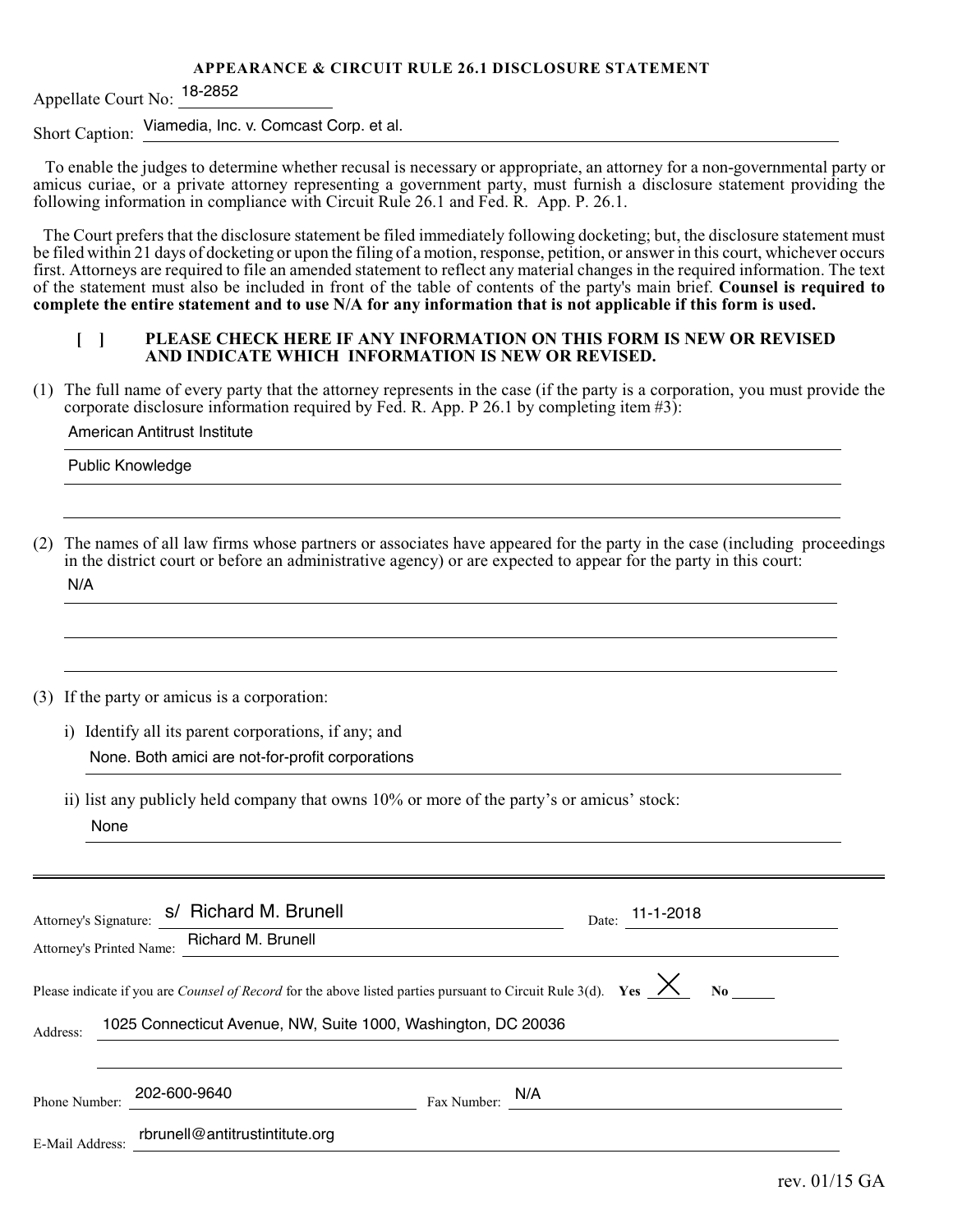**APPEARANCE & CIRCUIT RULE 26.1 DISCLOSURE STATEMENT**

Appellate Court No: 18-2852

Short Caption: Viamedia, Inc. v. Comcast Corp. et al.

To enable the judges to determine whether recusal is necessary or appropriate, an attorney for a non-governmental party or amicus curiae, or a private attorney representing a government party, must furnish a disclosure statement providing the following information in compliance with Circuit Rule 26.1 and Fed. R. App. P. 26.1.

The Court prefers that the disclosure statement be filed immediately following docketing; but, the disclosure statement must be filed within 21 days of docketing or upon the filing of a motion, response, petition, or answer in this court, whichever occurs first. Attorneys are required to file an amended statement to reflect any material changes in the required information. The text of the statement must also be included in front of the table of contents of the party's main brief. **Counsel is required to complete the entire statement and to use N/A for any information that is not applicable if this form is used.**

[ ] **PLEASE CHECK HERE IF ANY INFORMATION ON THIS FORM IS NEW OR REVISED AND INDICATE WHICH INFORMATION IS NEW OR REVISED.**

(1) The full name of every party that the attorney represents in the case (if the party is a corporation, you must provide the corporate disclosure information required by Fed. R. App. P 26.1 by completing item #3):

American Antitrust Institute

Public Knowledge

(2) The names of all law firms whose partners or associates have appeared for the party in the case (including proceedings in the district court or before an administrative agency) or are expected to appear for the party in this court:

N/A

(3) If the party or amicus is a corporation:

i) Identify all its parent corporations, if any; and

None. Both amici are not-for-profit corporations

ii) list any publicly held company that owns 10% or more of the party's or amicus' stock:

None

---

Attorney's Signature: s/ Richard M. Brunell    Date: 11-1-2018

Attorney's Printed Name: Richard M. Brunell

Please indicate if you are *Counsel of Record* for the above listed parties pursuant to Circuit Rule 3(d). **Yes** X **No** \_\_\_\_

Address: 1025 Connecticut Avenue, NW, Suite 1000, Washington, DC 20036

Phone Number: 202-600-9640    Fax Number: N/A

E-Mail Address: rbrunell@antitrustintitute.org

rev. 01/15 GA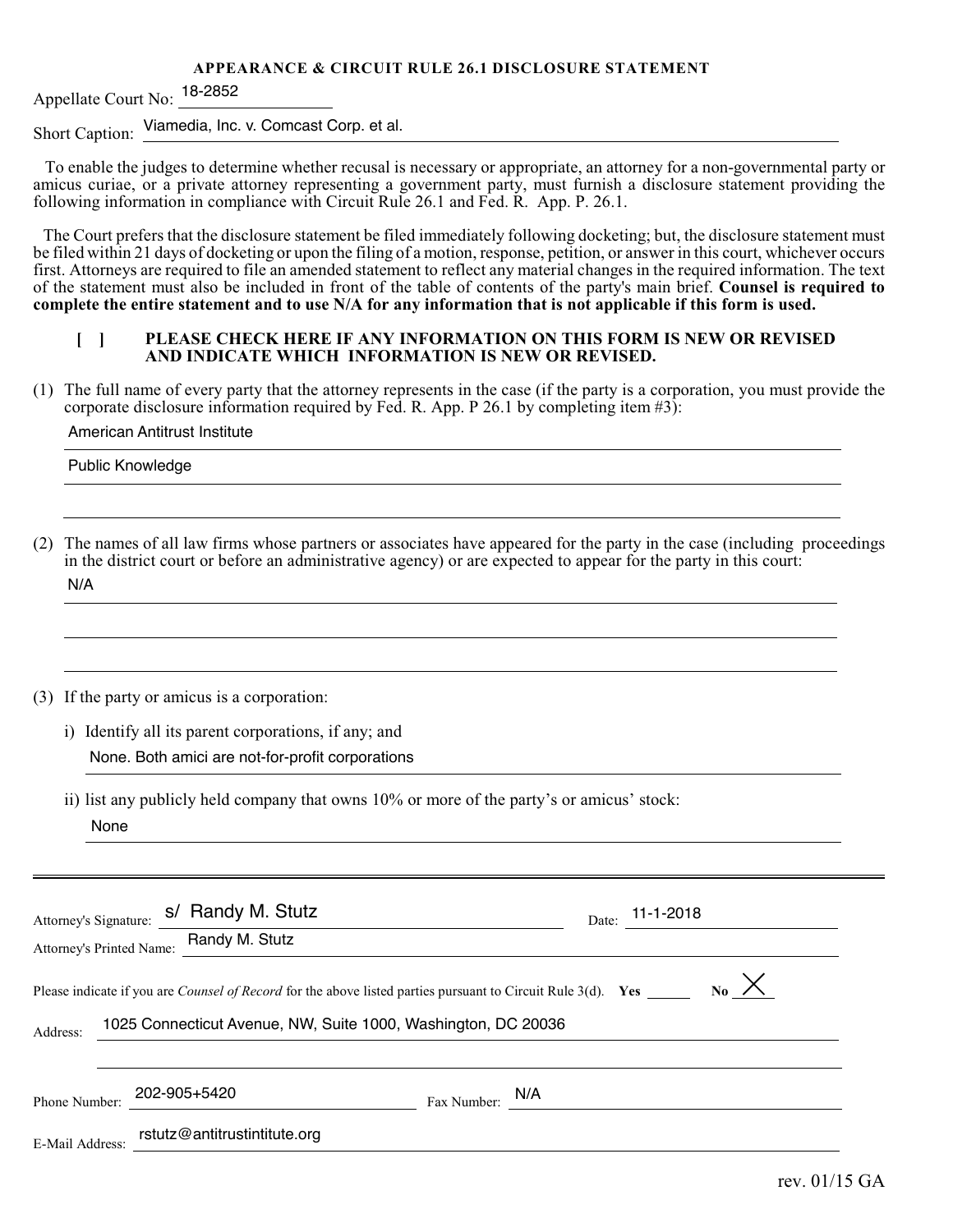**APPEARANCE & CIRCUIT RULE 26.1 DISCLOSURE STATEMENT**

Appellate Court No: 18-2852

Short Caption: Viamedia, Inc. v. Comcast Corp. et al.

To enable the judges to determine whether recusal is necessary or appropriate, an attorney for a non-governmental party or amicus curiae, or a private attorney representing a government party, must furnish a disclosure statement providing the following information in compliance with Circuit Rule 26.1 and Fed. R. App. P. 26.1.

The Court prefers that the disclosure statement be filed immediately following docketing; but, the disclosure statement must be filed within 21 days of docketing or upon the filing of a motion, response, petition, or answer in this court, whichever occurs first. Attorneys are required to file an amended statement to reflect any material changes in the required information. The text of the statement must also be included in front of the table of contents of the party's main brief. **Counsel is required to complete the entire statement and to use N/A for any information that is not applicable if this form is used.**

[ ] **PLEASE CHECK HERE IF ANY INFORMATION ON THIS FORM IS NEW OR REVISED AND INDICATE WHICH INFORMATION IS NEW OR REVISED.**

(1) The full name of every party that the attorney represents in the case (if the party is a corporation, you must provide the corporate disclosure information required by Fed. R. App. P 26.1 by completing item #3):

American Antitrust Institute

Public Knowledge

(2) The names of all law firms whose partners or associates have appeared for the party in the case (including proceedings in the district court or before an administrative agency) or are expected to appear for the party in this court:

N/A

(3) If the party or amicus is a corporation:

i) Identify all its parent corporations, if any; and

None. Both amici are not-for-profit corporations

ii) list any publicly held company that owns 10% or more of the party's or amicus' stock:

None

---

Attorney's Signature: s/ Randy M. Stutz Date: 11-1-2018

Attorney's Printed Name: Randy M. Stutz

Please indicate if you are *Counsel of Record* for the above listed parties pursuant to Circuit Rule 3(d). **Yes** ______ **No** X

Address: 1025 Connecticut Avenue, NW, Suite 1000, Washington, DC 20036

Phone Number: 202-905+5420 Fax Number: N/A

E-Mail Address: rstutz@antitrustintitute.org

rev. 01/15 GA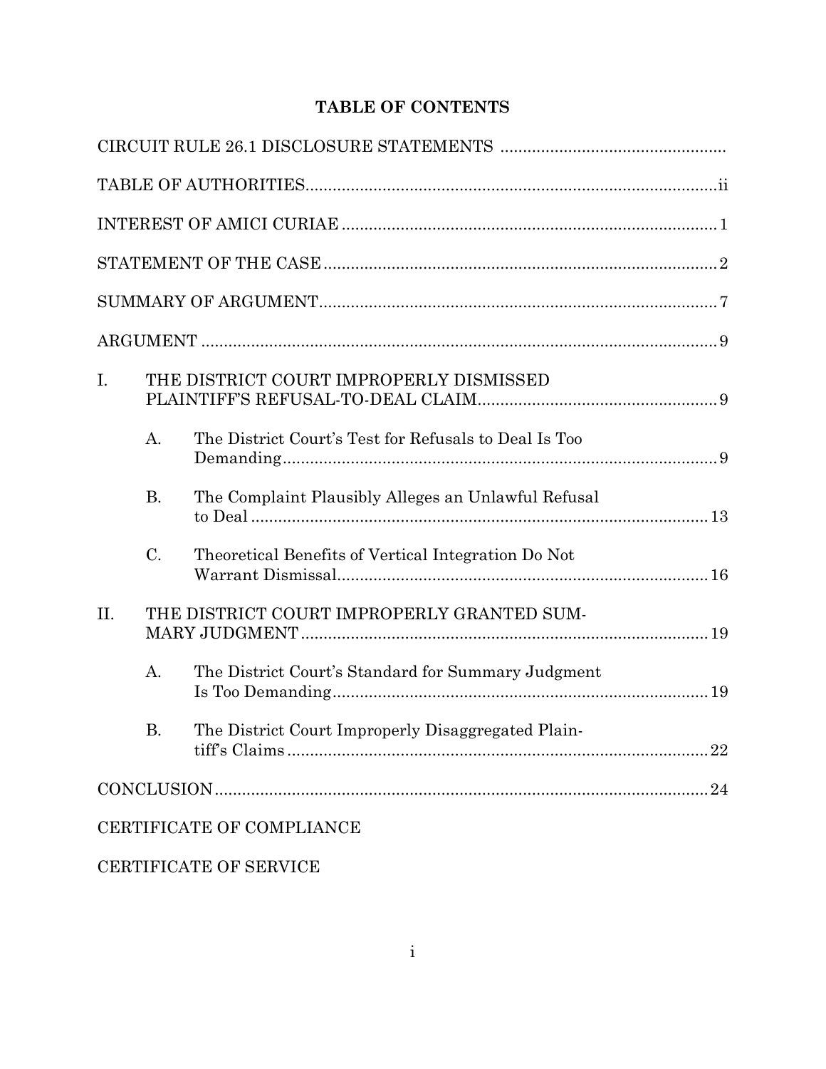# TABLE OF CONTENTS

CIRCUIT RULE 26.1 DISCLOSURE STATEMENTS

TABLE OF AUTHORITIES .......... ii

INTEREST OF AMICI CURIAE .......... 1

STATEMENT OF THE CASE .......... 2

SUMMARY OF ARGUMENT .......... 7

ARGUMENT .......... 9

I. THE DISTRICT COURT IMPROPERLY DISMISSED PLAINTIFF'S REFUSAL-TO-DEAL CLAIM .......... 9

   A. The District Court's Test for Refusals to Deal Is Too Demanding .......... 9

   B. The Complaint Plausibly Alleges an Unlawful Refusal to Deal .......... 13

   C. Theoretical Benefits of Vertical Integration Do Not Warrant Dismissal .......... 16

II. THE DISTRICT COURT IMPROPERLY GRANTED SUMMARY JUDGMENT .......... 19

   A. The District Court's Standard for Summary Judgment Is Too Demanding .......... 19

   B. The District Court Improperly Disaggregated Plaintiff's Claims .......... 22

CONCLUSION .......... 24

CERTIFICATE OF COMPLIANCE

CERTIFICATE OF SERVICE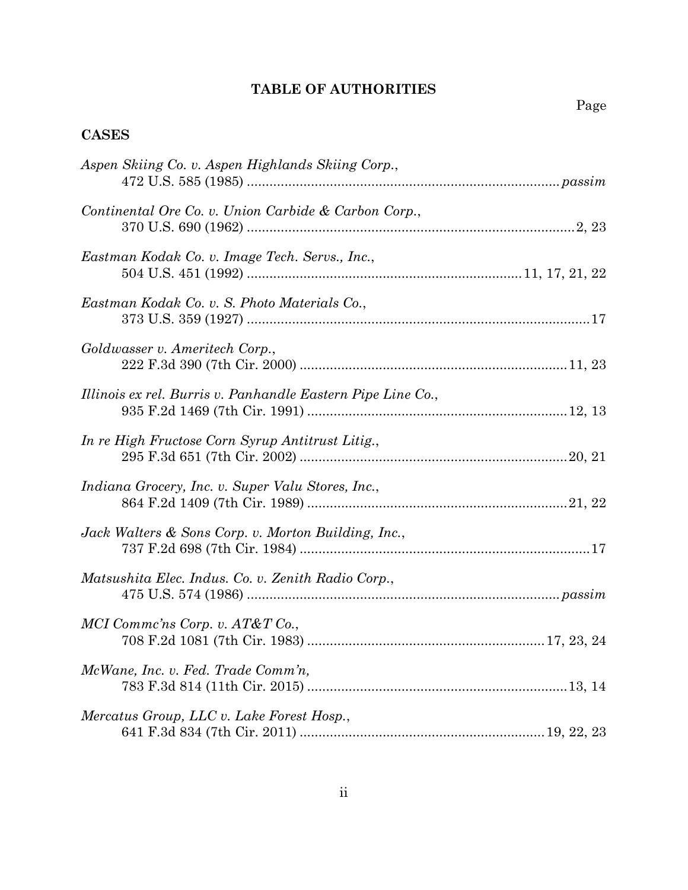# TABLE OF AUTHORITIES

Page

## CASES

*Aspen Skiing Co. v. Aspen Highlands Skiing Corp.*,
472 U.S. 585 (1985) .......................................................................................... *passim*

*Continental Ore Co. v. Union Carbide & Carbon Corp.*,
370 U.S. 690 (1962) ..........................................................................................2, 23

*Eastman Kodak Co. v. Image Tech. Servs., Inc.*,
504 U.S. 451 (1992) ..........................................................................11, 17, 21, 22

*Eastman Kodak Co. v. S. Photo Materials Co.*,
373 U.S. 359 (1927) ..............................................................................................17

*Goldwasser v. Ameritech Corp.*,
222 F.3d 390 (7th Cir. 2000) .........................................................................11, 23

*Illinois ex rel. Burris v. Panhandle Eastern Pipe Line Co.*,
935 F.2d 1469 (7th Cir. 1991) .......................................................................12, 13

*In re High Fructose Corn Syrup Antitrust Litig.*,
295 F.3d 651 (7th Cir. 2002) .........................................................................20, 21

*Indiana Grocery, Inc. v. Super Valu Stores, Inc.*,
864 F.2d 1409 (7th Cir. 1989) .......................................................................21, 22

*Jack Walters & Sons Corp. v. Morton Building, Inc.*,
737 F.2d 698 (7th Cir. 1984) ...............................................................................17

*Matsushita Elec. Indus. Co. v. Zenith Radio Corp.*,
475 U.S. 574 (1986) .......................................................................................... *passim*

*MCI Commc'ns Corp. v. AT&T Co.*,
708 F.2d 1081 (7th Cir. 1983) ..................................................................17, 23, 24

*McWane, Inc. v. Fed. Trade Comm'n,*
783 F.3d 814 (11th Cir. 2015) .......................................................................13, 14

*Mercatus Group, LLC v. Lake Forest Hosp.*,
641 F.3d 834 (7th Cir. 2011) ...................................................................19, 22, 23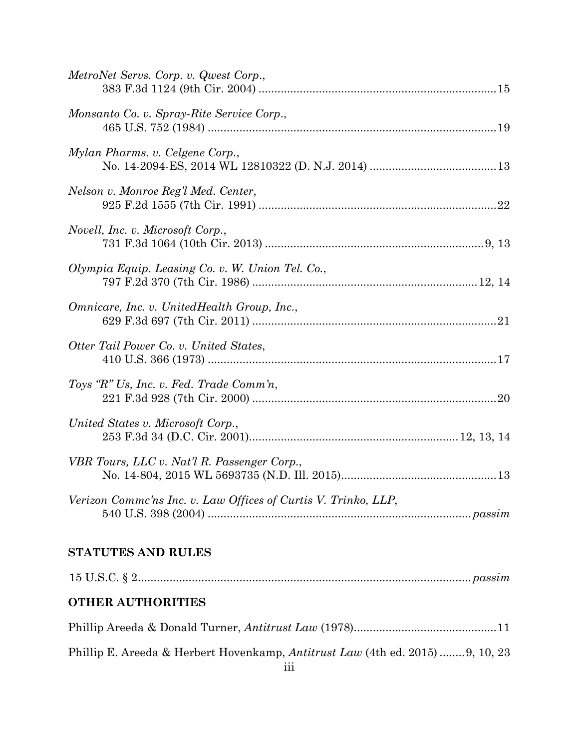*MetroNet Servs. Corp. v. Qwest Corp.*,
383 F.3d 1124 (9th Cir. 2004) .......................................................................... 15

*Monsanto Co. v. Spray-Rite Service Corp.*,
465 U.S. 752 (1984) .......................................................................................... 19

*Mylan Pharms. v. Celgene Corp.*,
No. 14-2094-ES, 2014 WL 12810322 (D. N.J. 2014) ....................................... 13

*Nelson v. Monroe Reg'l Med. Center*,
925 F.2d 1555 (7th Cir. 1991) .......................................................................... 22

*Novell, Inc. v. Microsoft Corp.*,
731 F.3d 1064 (10th Cir. 2013) .................................................................... 9, 13

*Olympia Equip. Leasing Co. v. W. Union Tel. Co.*,
797 F.2d 370 (7th Cir. 1986) ...................................................................... 12, 14

*Omnicare, Inc. v. UnitedHealth Group, Inc.*,
629 F.3d 697 (7th Cir. 2011) ............................................................................ 21

*Otter Tail Power Co. v. United States*,
410 U.S. 366 (1973) .......................................................................................... 17

*Toys "R" Us, Inc. v. Fed. Trade Comm'n*,
221 F.3d 928 (7th Cir. 2000) ............................................................................ 20

*United States v. Microsoft Corp.*,
253 F.3d 34 (D.C. Cir. 2001)................................................................ 12, 13, 14

*VBR Tours, LLC v. Nat'l R. Passenger Corp.*,
No. 14-804, 2015 WL 5693735 (N.D. Ill. 2015)................................................ 13

*Verizon Commc'ns Inc. v. Law Offices of Curtis V. Trinko, LLP*,
540 U.S. 398 (2004) .................................................................................. *passim*

## STATUTES AND RULES

15 U.S.C. § 2...................................................................................................... *passim*

## OTHER AUTHORITIES

Phillip Areeda & Donald Turner, *Antitrust Law* (1978)............................................ 11

Phillip E. Areeda & Herbert Hovenkamp, *Antitrust Law* (4th ed. 2015) ........ 9, 10, 23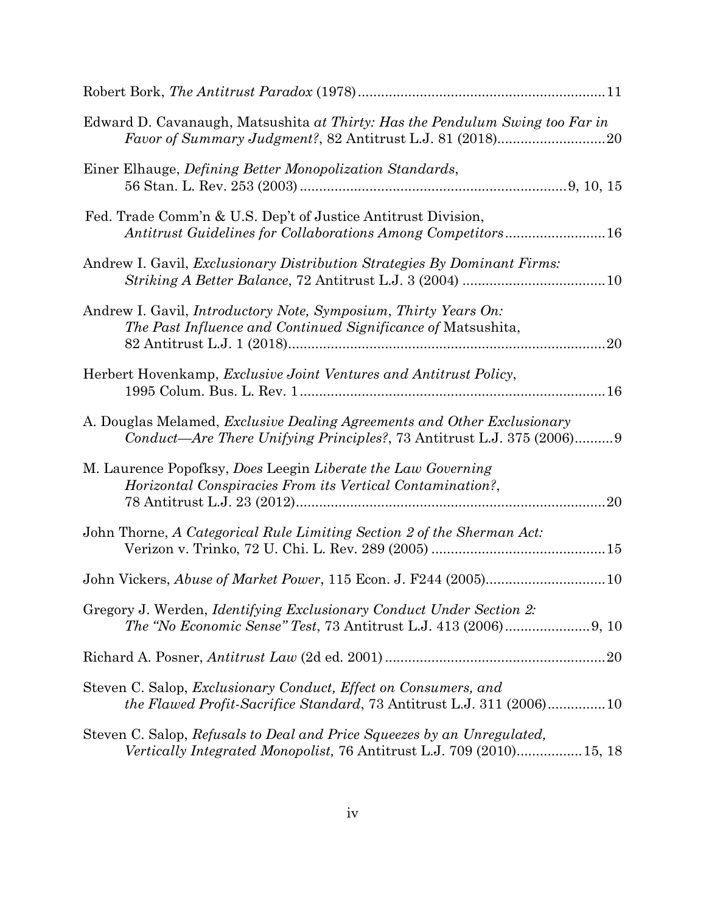Robert Bork, *The Antitrust Paradox* (1978) ............................................................... 11

Edward D. Cavanaugh, Matsushita *at Thirty: Has the Pendulum Swing too Far in Favor of Summary Judgment?*, 82 Antitrust L.J. 81 (2018) ............................ 20

Einer Elhauge, *Defining Better Monopolization Standards*, 56 Stan. L. Rev. 253 (2003) ..................................................................... 9, 10, 15

Fed. Trade Comm'n & U.S. Dep't of Justice Antitrust Division, *Antitrust Guidelines for Collaborations Among Competitors* .......................... 16

Andrew I. Gavil, *Exclusionary Distribution Strategies By Dominant Firms: Striking A Better Balance*, 72 Antitrust L.J. 3 (2004) ..................................... 10

Andrew I. Gavil, *Introductory Note, Symposium, Thirty Years On: The Past Influence and Continued Significance of* Matsushita, 82 Antitrust L.J. 1 (2018) ................................................................................. 20

Herbert Hovenkamp, *Exclusive Joint Ventures and Antitrust Policy*, 1995 Colum. Bus. L. Rev. 1 .............................................................................. 16

A. Douglas Melamed, *Exclusive Dealing Agreements and Other Exclusionary Conduct—Are There Unifying Principles?*, 73 Antitrust L.J. 375 (2006) .......... 9

M. Laurence Popofksy, *Does* Leegin *Liberate the Law Governing Horizontal Conspiracies From its Vertical Contamination?*, 78 Antitrust L.J. 23 (2012) ............................................................................... 20

John Thorne, *A Categorical Rule Limiting Section 2 of the Sherman Act:* Verizon v. Trinko, 72 U. Chi. L. Rev. 289 (2005) ............................................. 15

John Vickers, *Abuse of Market Power*, 115 Econ. J. F244 (2005) .............................. 10

Gregory J. Werden, *Identifying Exclusionary Conduct Under Section 2: The "No Economic Sense" Test*, 73 Antitrust L.J. 413 (2006) ...................... 9, 10

Richard A. Posner, *Antitrust Law* (2d ed. 2001) ........................................................ 20

Steven C. Salop, *Exclusionary Conduct, Effect on Consumers, and the Flawed Profit-Sacrifice Standard*, 73 Antitrust L.J. 311 (2006) ............... 10

Steven C. Salop, *Refusals to Deal and Price Squeezes by an Unregulated, Vertically Integrated Monopolist,* 76 Antitrust L.J. 709 (2010) ................ 15, 18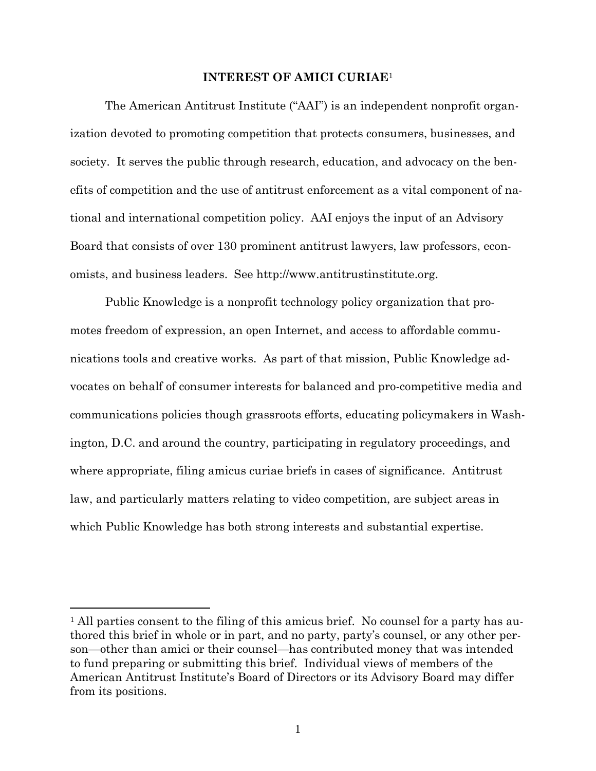## INTEREST OF AMICI CURIAE[1]

The American Antitrust Institute ("AAI") is an independent nonprofit organization devoted to promoting competition that protects consumers, businesses, and society. It serves the public through research, education, and advocacy on the benefits of competition and the use of antitrust enforcement as a vital component of national and international competition policy. AAI enjoys the input of an Advisory Board that consists of over 130 prominent antitrust lawyers, law professors, economists, and business leaders. See http://www.antitrustinstitute.org.

Public Knowledge is a nonprofit technology policy organization that promotes freedom of expression, an open Internet, and access to affordable communications tools and creative works. As part of that mission, Public Knowledge advocates on behalf of consumer interests for balanced and pro-competitive media and communications policies though grassroots efforts, educating policymakers in Washington, D.C. and around the country, participating in regulatory proceedings, and where appropriate, filing amicus curiae briefs in cases of significance. Antitrust law, and particularly matters relating to video competition, are subject areas in which Public Knowledge has both strong interests and substantial expertise.

---

[1] All parties consent to the filing of this amicus brief. No counsel for a party has authored this brief in whole or in part, and no party, party's counsel, or any other person—other than amici or their counsel—has contributed money that was intended to fund preparing or submitting this brief. Individual views of members of the American Antitrust Institute's Board of Directors or its Advisory Board may differ from its positions.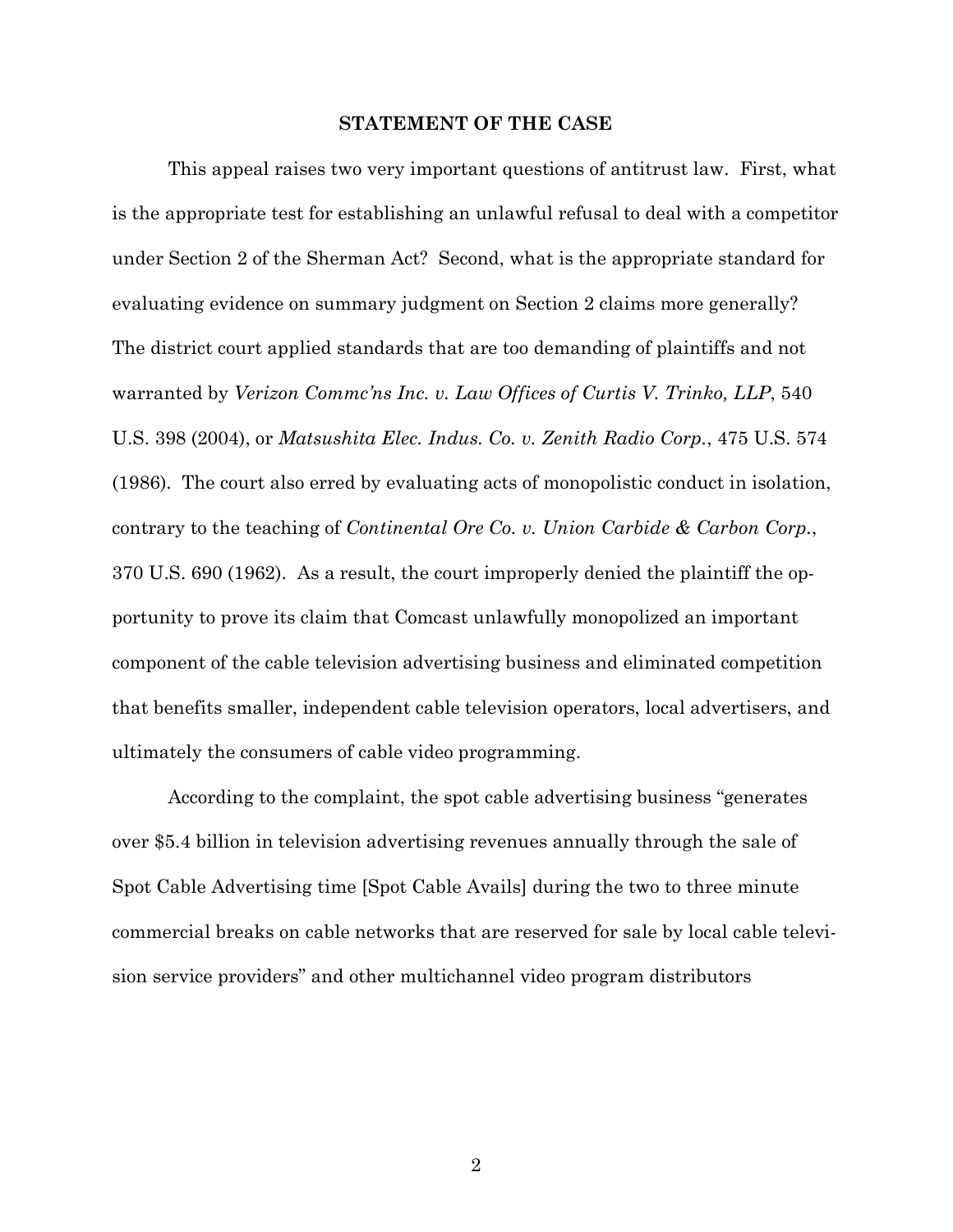## STATEMENT OF THE CASE

This appeal raises two very important questions of antitrust law. First, what is the appropriate test for establishing an unlawful refusal to deal with a competitor under Section 2 of the Sherman Act? Second, what is the appropriate standard for evaluating evidence on summary judgment on Section 2 claims more generally? The district court applied standards that are too demanding of plaintiffs and not warranted by *Verizon Commc'ns Inc. v. Law Offices of Curtis V. Trinko, LLP*, 540 U.S. 398 (2004), or *Matsushita Elec. Indus. Co. v. Zenith Radio Corp.*, 475 U.S. 574 (1986). The court also erred by evaluating acts of monopolistic conduct in isolation, contrary to the teaching of *Continental Ore Co. v. Union Carbide & Carbon Corp.*, 370 U.S. 690 (1962). As a result, the court improperly denied the plaintiff the opportunity to prove its claim that Comcast unlawfully monopolized an important component of the cable television advertising business and eliminated competition that benefits smaller, independent cable television operators, local advertisers, and ultimately the consumers of cable video programming.

According to the complaint, the spot cable advertising business "generates over $5.4 billion in television advertising revenues annually through the sale of Spot Cable Advertising time [Spot Cable Avails] during the two to three minute commercial breaks on cable networks that are reserved for sale by local cable television service providers" and other multichannel video program distributors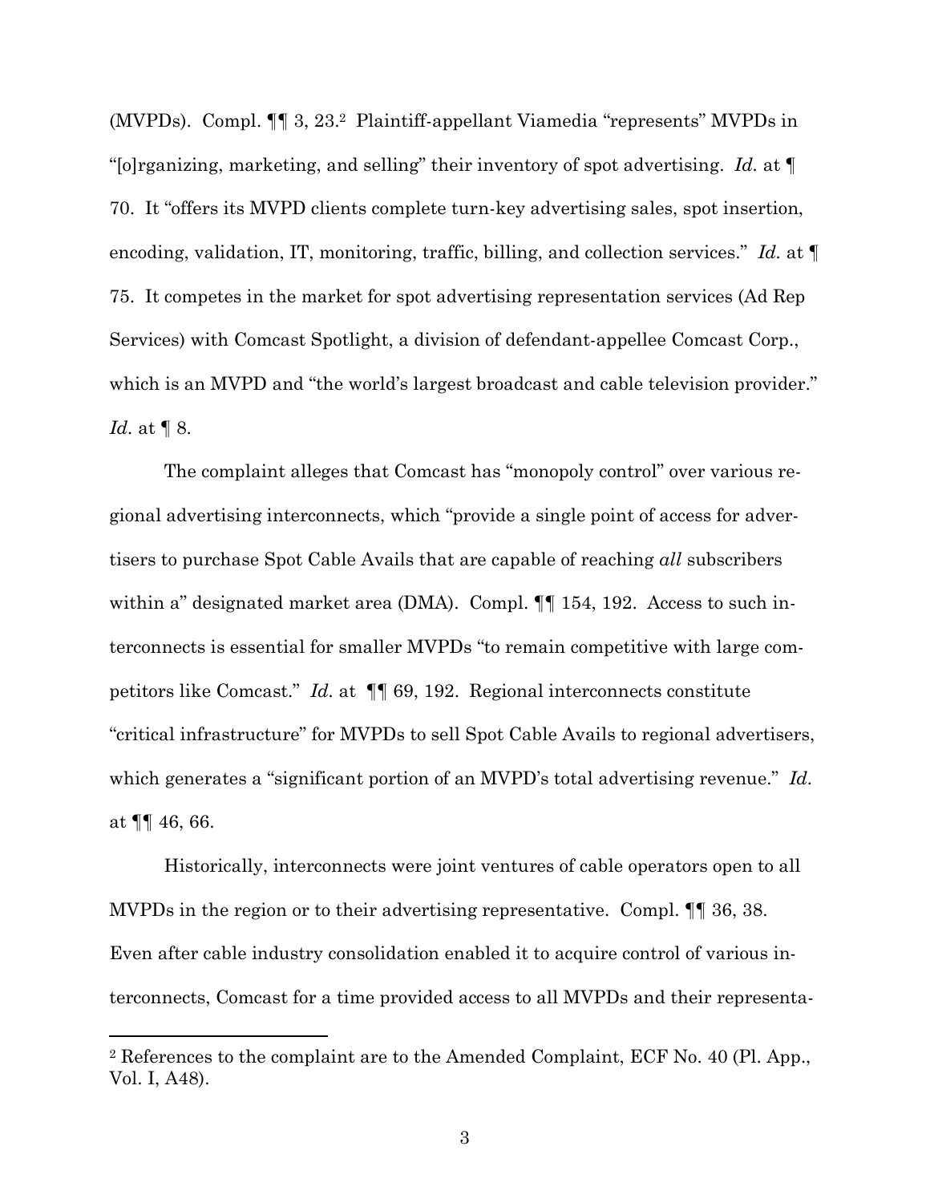(MVPDs). Compl. ¶¶ 3, 23.[2] Plaintiff-appellant Viamedia "represents" MVPDs in "[o]rganizing, marketing, and selling" their inventory of spot advertising. *Id.* at ¶ 70. It "offers its MVPD clients complete turn-key advertising sales, spot insertion, encoding, validation, IT, monitoring, traffic, billing, and collection services." *Id.* at ¶ 75. It competes in the market for spot advertising representation services (Ad Rep Services) with Comcast Spotlight, a division of defendant-appellee Comcast Corp., which is an MVPD and "the world's largest broadcast and cable television provider." *Id*. at ¶ 8.

The complaint alleges that Comcast has "monopoly control" over various regional advertising interconnects, which "provide a single point of access for advertisers to purchase Spot Cable Avails that are capable of reaching *all* subscribers within a" designated market area (DMA). Compl. ¶¶ 154, 192. Access to such interconnects is essential for smaller MVPDs "to remain competitive with large competitors like Comcast." *Id.* at ¶¶ 69, 192. Regional interconnects constitute "critical infrastructure" for MVPDs to sell Spot Cable Avails to regional advertisers, which generates a "significant portion of an MVPD's total advertising revenue." *Id.* at ¶¶ 46, 66.

Historically, interconnects were joint ventures of cable operators open to all MVPDs in the region or to their advertising representative. Compl. ¶¶ 36, 38. Even after cable industry consolidation enabled it to acquire control of various interconnects, Comcast for a time provided access to all MVPDs and their representa-

[2] References to the complaint are to the Amended Complaint, ECF No. 40 (Pl. App., Vol. I, A48).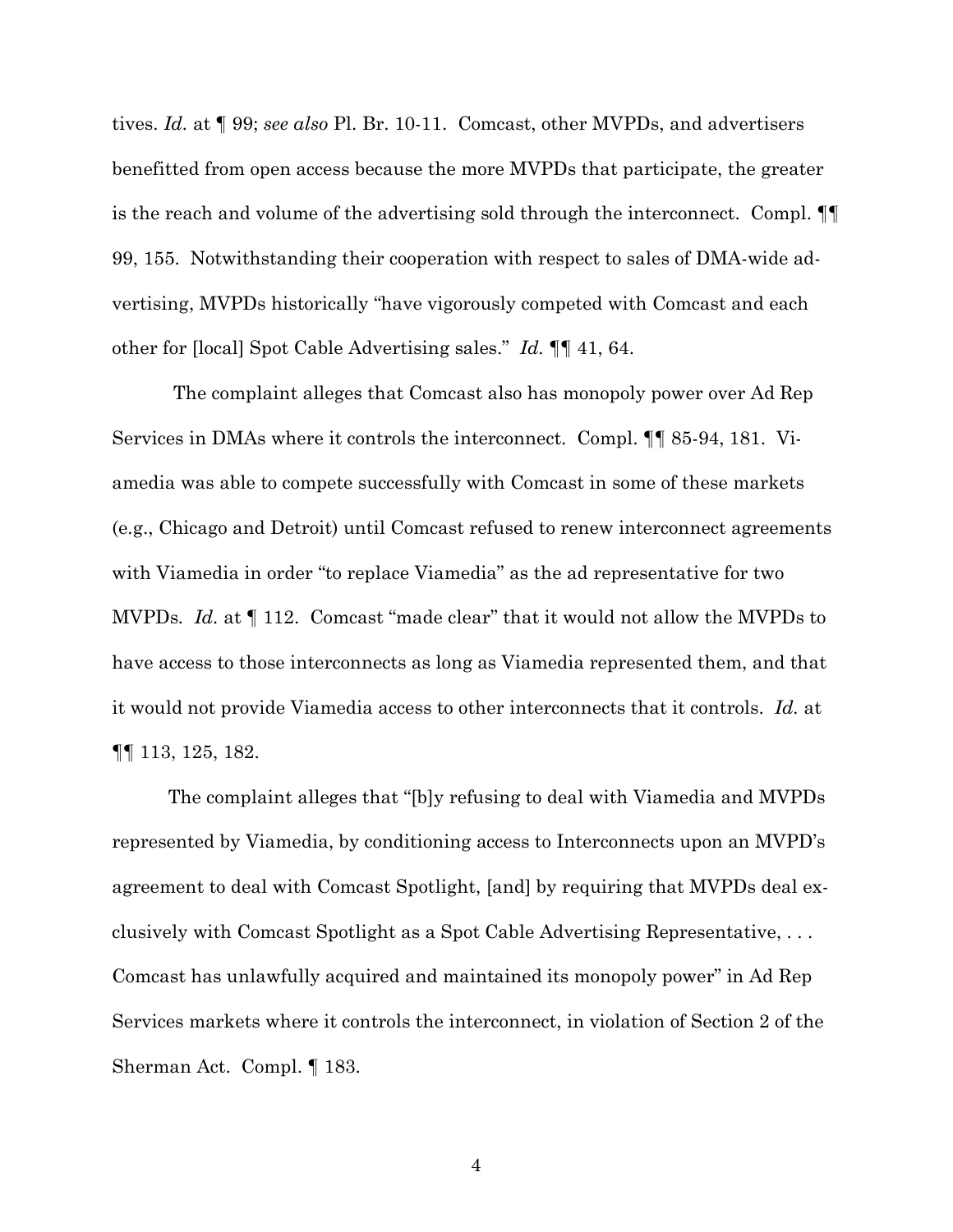tives. *Id.* at ¶ 99; *see also* Pl. Br. 10-11. Comcast, other MVPDs, and advertisers benefitted from open access because the more MVPDs that participate, the greater is the reach and volume of the advertising sold through the interconnect. Compl. ¶¶ 99, 155. Notwithstanding their cooperation with respect to sales of DMA-wide advertising, MVPDs historically "have vigorously competed with Comcast and each other for [local] Spot Cable Advertising sales." *Id.* ¶¶ 41, 64.

The complaint alleges that Comcast also has monopoly power over Ad Rep Services in DMAs where it controls the interconnect. Compl. ¶¶ 85-94, 181. Viamedia was able to compete successfully with Comcast in some of these markets (e.g., Chicago and Detroit) until Comcast refused to renew interconnect agreements with Viamedia in order "to replace Viamedia" as the ad representative for two MVPDs. *Id.* at ¶ 112. Comcast "made clear" that it would not allow the MVPDs to have access to those interconnects as long as Viamedia represented them, and that it would not provide Viamedia access to other interconnects that it controls. *Id.* at ¶¶ 113, 125, 182.

The complaint alleges that "[b]y refusing to deal with Viamedia and MVPDs represented by Viamedia, by conditioning access to Interconnects upon an MVPD's agreement to deal with Comcast Spotlight, [and] by requiring that MVPDs deal exclusively with Comcast Spotlight as a Spot Cable Advertising Representative, . . . Comcast has unlawfully acquired and maintained its monopoly power" in Ad Rep Services markets where it controls the interconnect, in violation of Section 2 of the Sherman Act. Compl. ¶ 183.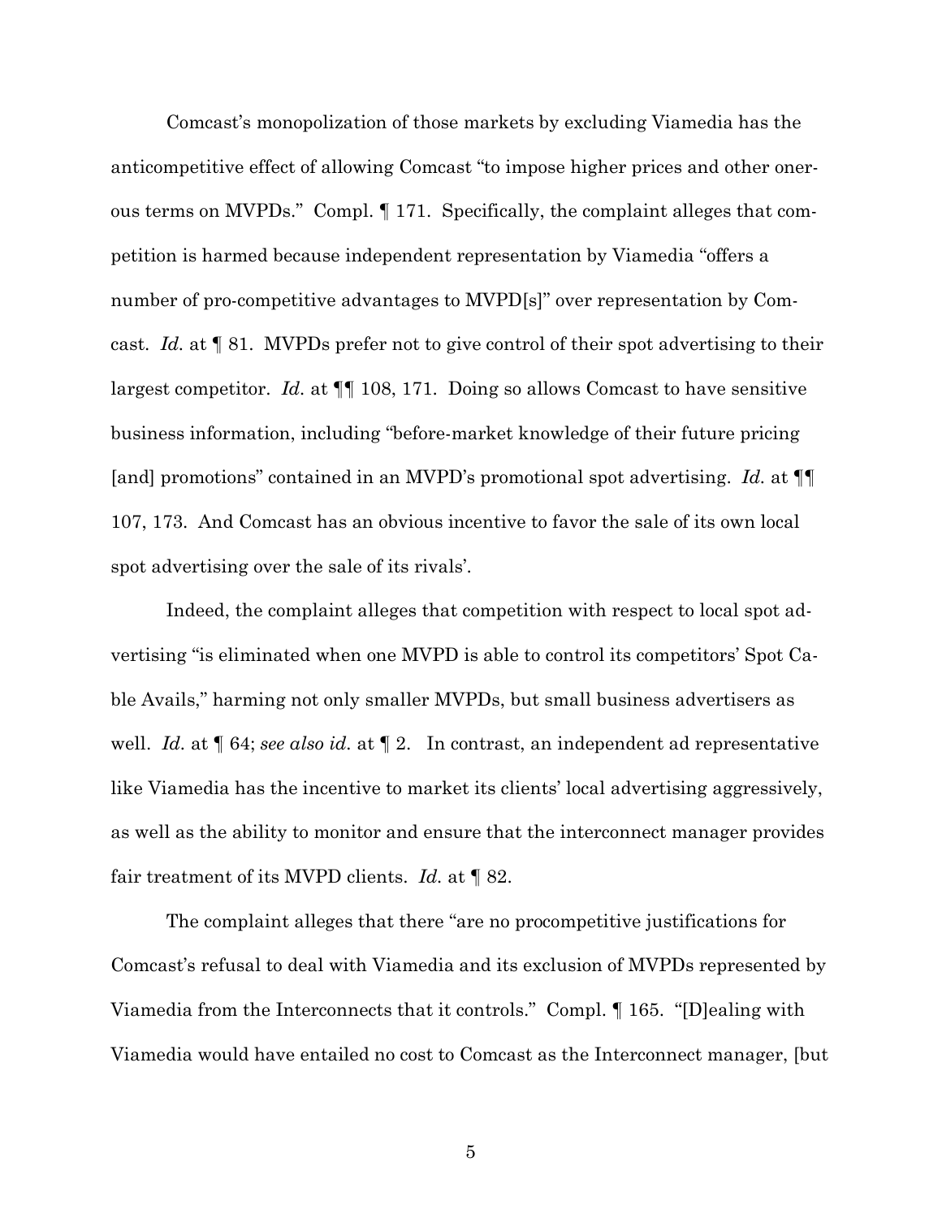Comcast's monopolization of those markets by excluding Viamedia has the anticompetitive effect of allowing Comcast "to impose higher prices and other onerous terms on MVPDs." Compl. ¶ 171. Specifically, the complaint alleges that competition is harmed because independent representation by Viamedia "offers a number of pro-competitive advantages to MVPD[s]" over representation by Comcast. *Id.* at ¶ 81. MVPDs prefer not to give control of their spot advertising to their largest competitor. *Id.* at ¶¶ 108, 171. Doing so allows Comcast to have sensitive business information, including "before-market knowledge of their future pricing [and] promotions" contained in an MVPD's promotional spot advertising. *Id.* at ¶¶ 107, 173. And Comcast has an obvious incentive to favor the sale of its own local spot advertising over the sale of its rivals'.

Indeed, the complaint alleges that competition with respect to local spot advertising "is eliminated when one MVPD is able to control its competitors' Spot Cable Avails," harming not only smaller MVPDs, but small business advertisers as well. *Id.* at ¶ 64; *see also id.* at ¶ 2. In contrast, an independent ad representative like Viamedia has the incentive to market its clients' local advertising aggressively, as well as the ability to monitor and ensure that the interconnect manager provides fair treatment of its MVPD clients. *Id.* at ¶ 82.

The complaint alleges that there "are no procompetitive justifications for Comcast's refusal to deal with Viamedia and its exclusion of MVPDs represented by Viamedia from the Interconnects that it controls." Compl. ¶ 165. "[D]ealing with Viamedia would have entailed no cost to Comcast as the Interconnect manager, [but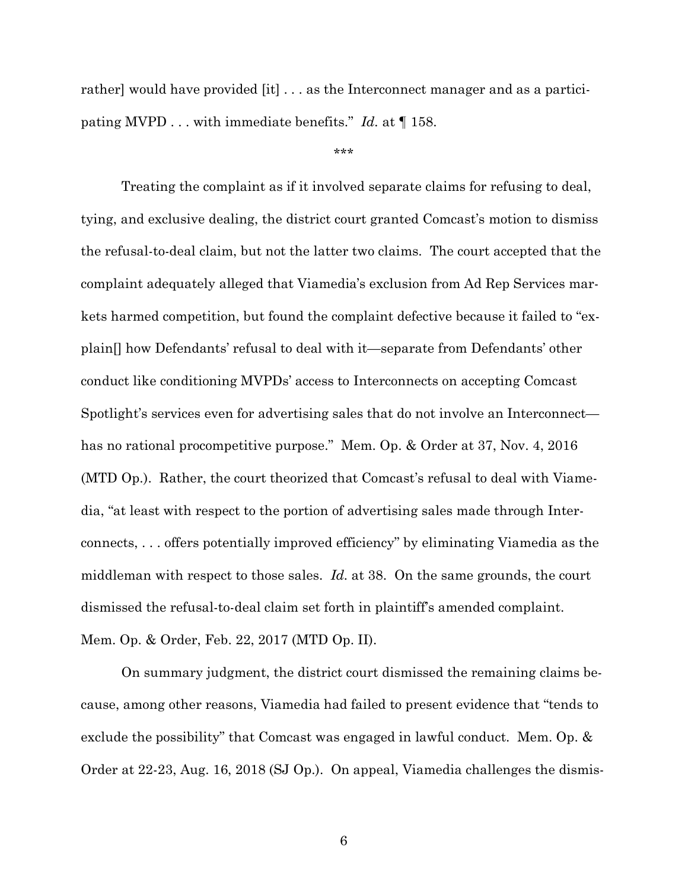rather] would have provided [it] . . . as the Interconnect manager and as a participating MVPD . . . with immediate benefits." *Id.* at ¶ 158.

\*\*\*

Treating the complaint as if it involved separate claims for refusing to deal, tying, and exclusive dealing, the district court granted Comcast's motion to dismiss the refusal-to-deal claim, but not the latter two claims. The court accepted that the complaint adequately alleged that Viamedia's exclusion from Ad Rep Services markets harmed competition, but found the complaint defective because it failed to "explain[] how Defendants' refusal to deal with it—separate from Defendants' other conduct like conditioning MVPDs' access to Interconnects on accepting Comcast Spotlight's services even for advertising sales that do not involve an Interconnect—has no rational procompetitive purpose." Mem. Op. & Order at 37, Nov. 4, 2016 (MTD Op.). Rather, the court theorized that Comcast's refusal to deal with Viamedia, "at least with respect to the portion of advertising sales made through Interconnects, . . . offers potentially improved efficiency" by eliminating Viamedia as the middleman with respect to those sales. *Id.* at 38. On the same grounds, the court dismissed the refusal-to-deal claim set forth in plaintiff's amended complaint. Mem. Op. & Order, Feb. 22, 2017 (MTD Op. II).

On summary judgment, the district court dismissed the remaining claims because, among other reasons, Viamedia had failed to present evidence that "tends to exclude the possibility" that Comcast was engaged in lawful conduct. Mem. Op. & Order at 22-23, Aug. 16, 2018 (SJ Op.). On appeal, Viamedia challenges the dismis-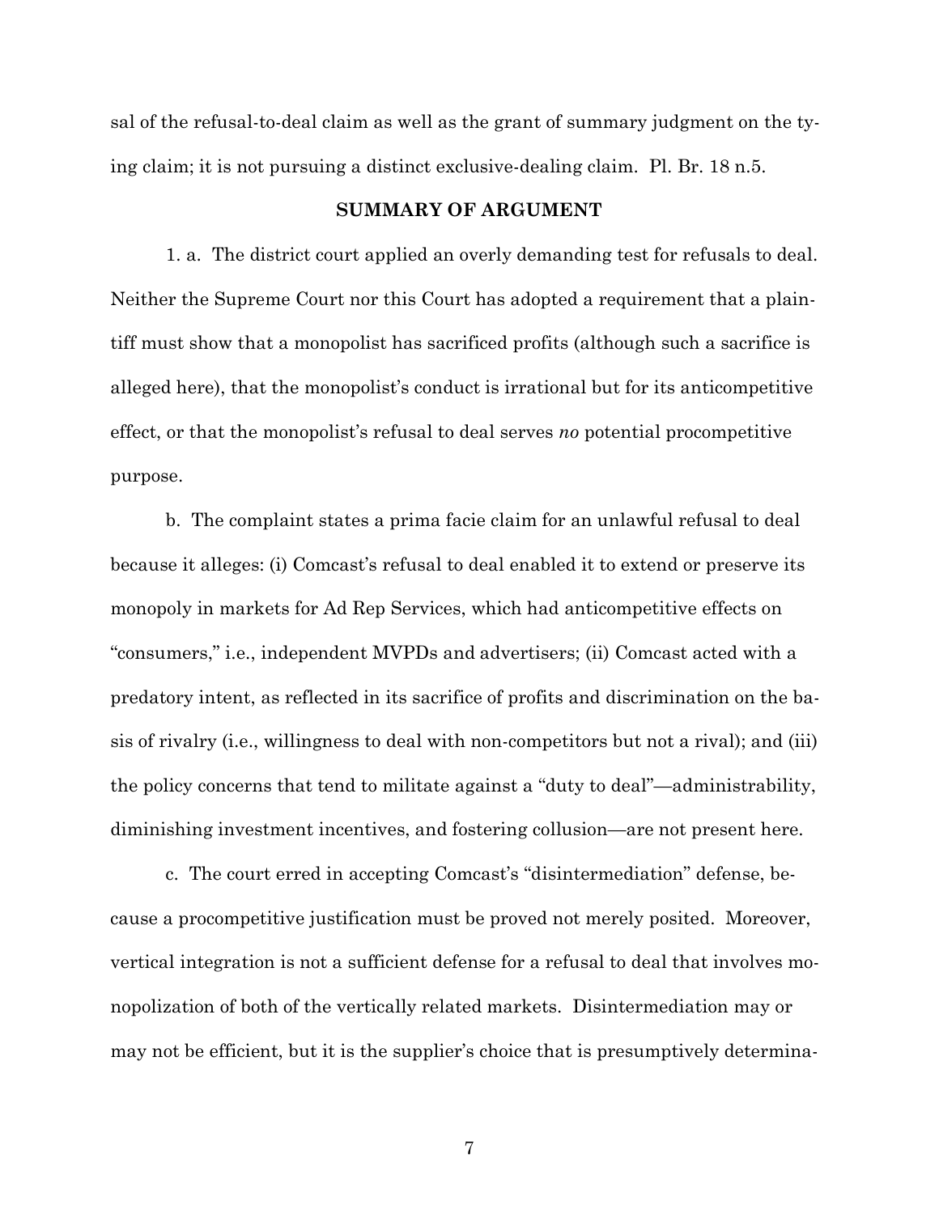sal of the refusal-to-deal claim as well as the grant of summary judgment on the tying claim; it is not pursuing a distinct exclusive-dealing claim. Pl. Br. 18 n.5.

## SUMMARY OF ARGUMENT

1. a. The district court applied an overly demanding test for refusals to deal. Neither the Supreme Court nor this Court has adopted a requirement that a plaintiff must show that a monopolist has sacrificed profits (although such a sacrifice is alleged here), that the monopolist's conduct is irrational but for its anticompetitive effect, or that the monopolist's refusal to deal serves *no* potential procompetitive purpose.

b. The complaint states a prima facie claim for an unlawful refusal to deal because it alleges: (i) Comcast's refusal to deal enabled it to extend or preserve its monopoly in markets for Ad Rep Services, which had anticompetitive effects on "consumers," i.e., independent MVPDs and advertisers; (ii) Comcast acted with a predatory intent, as reflected in its sacrifice of profits and discrimination on the basis of rivalry (i.e., willingness to deal with non-competitors but not a rival); and (iii) the policy concerns that tend to militate against a "duty to deal"—administrability, diminishing investment incentives, and fostering collusion—are not present here.

c. The court erred in accepting Comcast's "disintermediation" defense, because a procompetitive justification must be proved not merely posited. Moreover, vertical integration is not a sufficient defense for a refusal to deal that involves monopolization of both of the vertically related markets. Disintermediation may or may not be efficient, but it is the supplier's choice that is presumptively determina-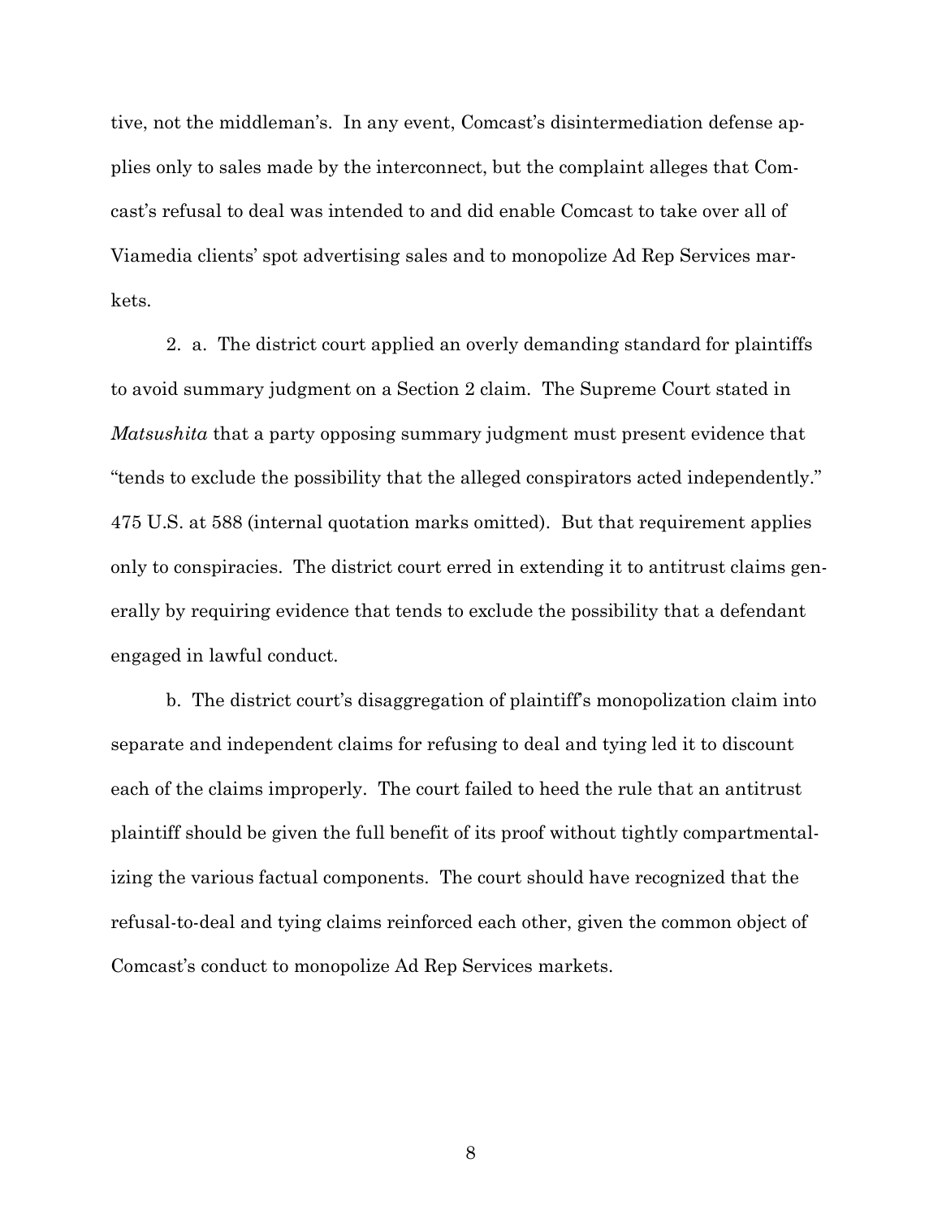tive, not the middleman's. In any event, Comcast's disintermediation defense applies only to sales made by the interconnect, but the complaint alleges that Comcast's refusal to deal was intended to and did enable Comcast to take over all of Viamedia clients' spot advertising sales and to monopolize Ad Rep Services markets.

2. a. The district court applied an overly demanding standard for plaintiffs to avoid summary judgment on a Section 2 claim. The Supreme Court stated in *Matsushita* that a party opposing summary judgment must present evidence that "tends to exclude the possibility that the alleged conspirators acted independently." 475 U.S. at 588 (internal quotation marks omitted). But that requirement applies only to conspiracies. The district court erred in extending it to antitrust claims generally by requiring evidence that tends to exclude the possibility that a defendant engaged in lawful conduct.

b. The district court's disaggregation of plaintiff's monopolization claim into separate and independent claims for refusing to deal and tying led it to discount each of the claims improperly. The court failed to heed the rule that an antitrust plaintiff should be given the full benefit of its proof without tightly compartmentalizing the various factual components. The court should have recognized that the refusal-to-deal and tying claims reinforced each other, given the common object of Comcast's conduct to monopolize Ad Rep Services markets.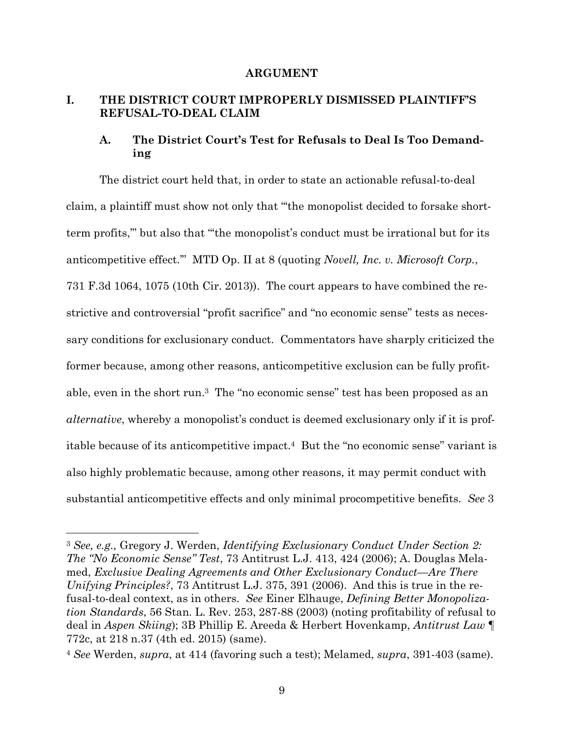## ARGUMENT

### I. THE DISTRICT COURT IMPROPERLY DISMISSED PLAINTIFF'S REFUSAL-TO-DEAL CLAIM

#### A. The District Court's Test for Refusals to Deal Is Too Demanding

The district court held that, in order to state an actionable refusal-to-deal claim, a plaintiff must show not only that "'the monopolist decided to forsake short-term profits,'" but also that "'the monopolist's conduct must be irrational but for its anticompetitive effect.'" MTD Op. II at 8 (quoting *Novell, Inc. v. Microsoft Corp.*, 731 F.3d 1064, 1075 (10th Cir. 2013)). The court appears to have combined the restrictive and controversial "profit sacrifice" and "no economic sense" tests as necessary conditions for exclusionary conduct. Commentators have sharply criticized the former because, among other reasons, anticompetitive exclusion can be fully profitable, even in the short run.[3] The "no economic sense" test has been proposed as an *alternative*, whereby a monopolist's conduct is deemed exclusionary only if it is profitable because of its anticompetitive impact.[4] But the "no economic sense" variant is also highly problematic because, among other reasons, it may permit conduct with substantial anticompetitive effects and only minimal procompetitive benefits. *See* 3

---

[3] *See, e.g.,* Gregory J. Werden, *Identifying Exclusionary Conduct Under Section 2: The "No Economic Sense" Test*, 73 Antitrust L.J. 413, 424 (2006); A. Douglas Melamed, *Exclusive Dealing Agreements and Other Exclusionary Conduct—Are There Unifying Principles?*, 73 Antitrust L.J. 375, 391 (2006). And this is true in the refusal-to-deal context, as in others. *See* Einer Elhauge, *Defining Better Monopolization Standards*, 56 Stan. L. Rev. 253, 287-88 (2003) (noting profitability of refusal to deal in *Aspen Skiing*); 3B Phillip E. Areeda & Herbert Hovenkamp, *Antitrust Law* ¶ 772c, at 218 n.37 (4th ed. 2015) (same).

[4] *See* Werden, *supra*, at 414 (favoring such a test); Melamed, *supra*, 391-403 (same).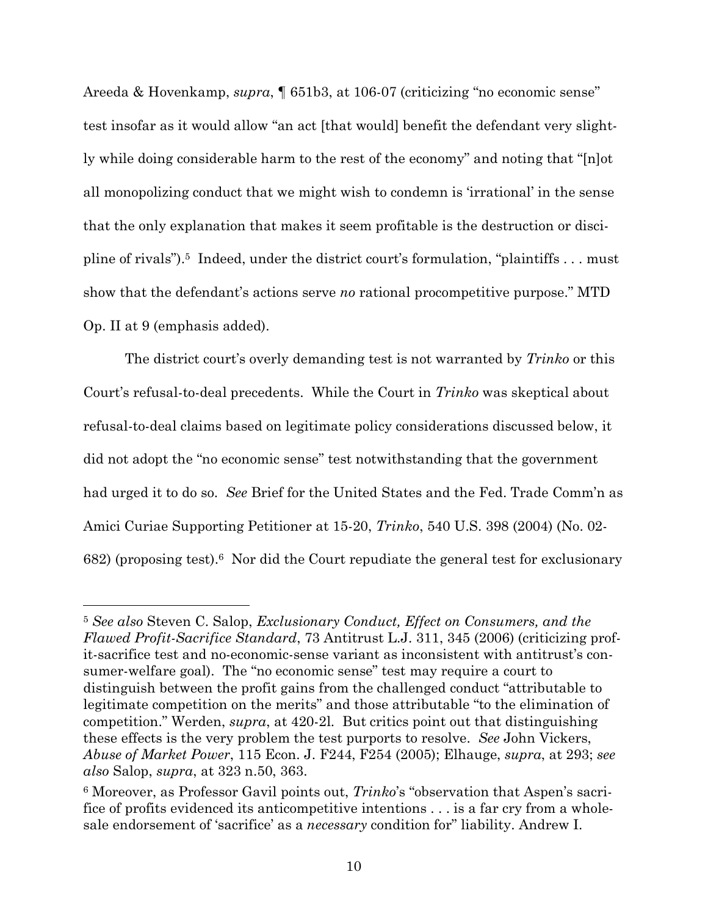Areeda & Hovenkamp, *supra*, ¶ 651b3, at 106-07 (criticizing "no economic sense" test insofar as it would allow "an act [that would] benefit the defendant very slightly while doing considerable harm to the rest of the economy" and noting that "[n]ot all monopolizing conduct that we might wish to condemn is 'irrational' in the sense that the only explanation that makes it seem profitable is the destruction or discipline of rivals").[5] Indeed, under the district court's formulation, "plaintiffs . . . must show that the defendant's actions serve *no* rational procompetitive purpose." MTD Op. II at 9 (emphasis added).

The district court's overly demanding test is not warranted by *Trinko* or this Court's refusal-to-deal precedents. While the Court in *Trinko* was skeptical about refusal-to-deal claims based on legitimate policy considerations discussed below, it did not adopt the "no economic sense" test notwithstanding that the government had urged it to do so. *See* Brief for the United States and the Fed. Trade Comm'n as Amici Curiae Supporting Petitioner at 15-20, *Trinko*, 540 U.S. 398 (2004) (No. 02-682) (proposing test).[6] Nor did the Court repudiate the general test for exclusionary

---

[5] *See also* Steven C. Salop, *Exclusionary Conduct, Effect on Consumers, and the Flawed Profit-Sacrifice Standard*, 73 Antitrust L.J. 311, 345 (2006) (criticizing profit-sacrifice test and no-economic-sense variant as inconsistent with antitrust's consumer-welfare goal). The "no economic sense" test may require a court to distinguish between the profit gains from the challenged conduct "attributable to legitimate competition on the merits" and those attributable "to the elimination of competition." Werden, *supra*, at 420-2l. But critics point out that distinguishing these effects is the very problem the test purports to resolve. *See* John Vickers, *Abuse of Market Power*, 115 Econ. J. F244, F254 (2005); Elhauge, *supra*, at 293; *see also* Salop, *supra*, at 323 n.50, 363.

[6] Moreover, as Professor Gavil points out, *Trinko*'s "observation that Aspen's sacrifice of profits evidenced its anticompetitive intentions . . . is a far cry from a wholesale endorsement of 'sacrifice' as a *necessary* condition for" liability. Andrew I.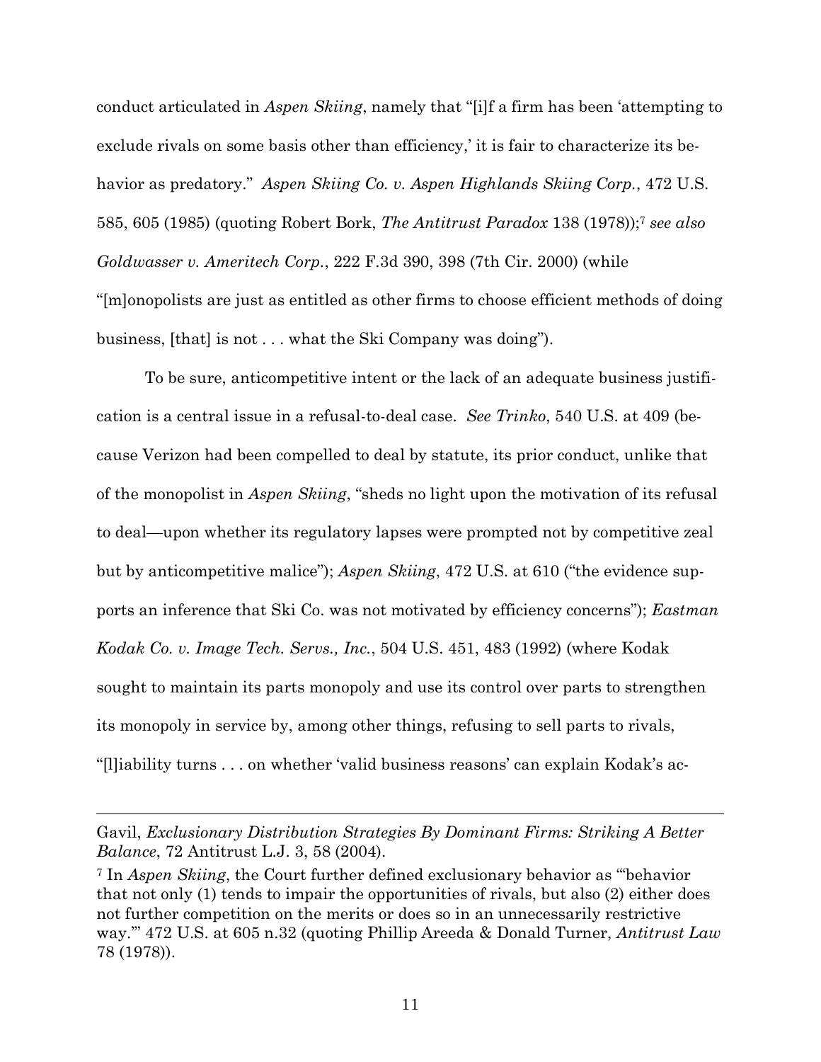conduct articulated in *Aspen Skiing*, namely that "[i]f a firm has been 'attempting to exclude rivals on some basis other than efficiency,' it is fair to characterize its behavior as predatory." *Aspen Skiing Co. v. Aspen Highlands Skiing Corp.*, 472 U.S. 585, 605 (1985) (quoting Robert Bork, *The Antitrust Paradox* 138 (1978));[7] *see also Goldwasser v. Ameritech Corp.*, 222 F.3d 390, 398 (7th Cir. 2000) (while "[m]onopolists are just as entitled as other firms to choose efficient methods of doing business, [that] is not . . . what the Ski Company was doing").

To be sure, anticompetitive intent or the lack of an adequate business justification is a central issue in a refusal-to-deal case. *See Trinko*, 540 U.S. at 409 (because Verizon had been compelled to deal by statute, its prior conduct, unlike that of the monopolist in *Aspen Skiing*, "sheds no light upon the motivation of its refusal to deal—upon whether its regulatory lapses were prompted not by competitive zeal but by anticompetitive malice"); *Aspen Skiing*, 472 U.S. at 610 ("the evidence supports an inference that Ski Co. was not motivated by efficiency concerns"); *Eastman Kodak Co. v. Image Tech. Servs., Inc.*, 504 U.S. 451, 483 (1992) (where Kodak sought to maintain its parts monopoly and use its control over parts to strengthen its monopoly in service by, among other things, refusing to sell parts to rivals, "[l]iability turns . . . on whether 'valid business reasons' can explain Kodak's ac-

---

Gavil, *Exclusionary Distribution Strategies By Dominant Firms: Striking A Better Balance*, 72 Antitrust L.J. 3, 58 (2004).

[7] In *Aspen Skiing*, the Court further defined exclusionary behavior as "'behavior that not only (1) tends to impair the opportunities of rivals, but also (2) either does not further competition on the merits or does so in an unnecessarily restrictive way.'" 472 U.S. at 605 n.32 (quoting Phillip Areeda & Donald Turner, *Antitrust Law* 78 (1978)).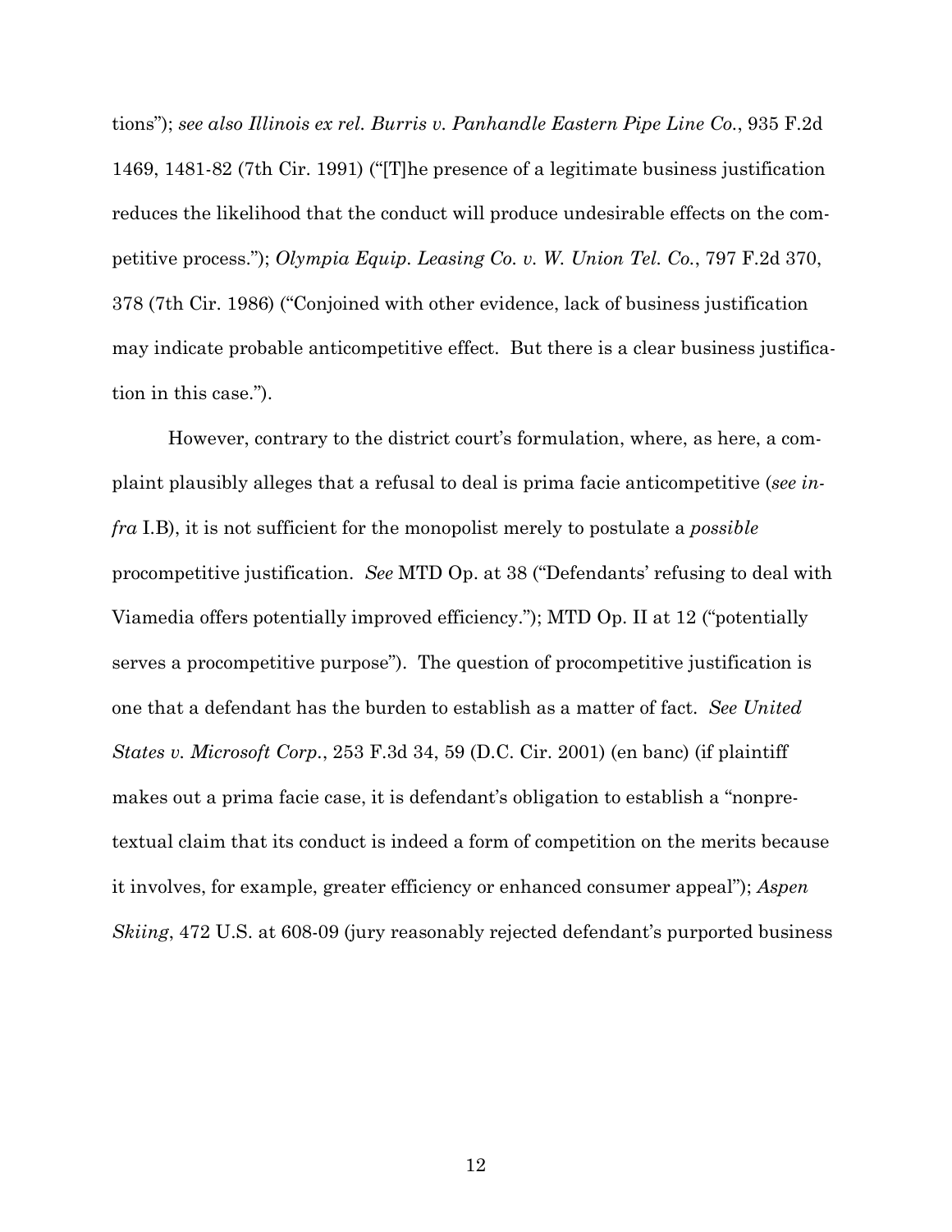tions"); *see also Illinois ex rel. Burris v. Panhandle Eastern Pipe Line Co.*, 935 F.2d 1469, 1481-82 (7th Cir. 1991) ("[T]he presence of a legitimate business justification reduces the likelihood that the conduct will produce undesirable effects on the competitive process."); *Olympia Equip. Leasing Co. v. W. Union Tel. Co.*, 797 F.2d 370, 378 (7th Cir. 1986) ("Conjoined with other evidence, lack of business justification may indicate probable anticompetitive effect. But there is a clear business justification in this case.").

However, contrary to the district court's formulation, where, as here, a complaint plausibly alleges that a refusal to deal is prima facie anticompetitive (*see infra* I.B), it is not sufficient for the monopolist merely to postulate a *possible* procompetitive justification. *See* MTD Op. at 38 ("Defendants' refusing to deal with Viamedia offers potentially improved efficiency."); MTD Op. II at 12 ("potentially serves a procompetitive purpose"). The question of procompetitive justification is one that a defendant has the burden to establish as a matter of fact. *See United States v. Microsoft Corp.*, 253 F.3d 34, 59 (D.C. Cir. 2001) (en banc) (if plaintiff makes out a prima facie case, it is defendant's obligation to establish a "nonpretextual claim that its conduct is indeed a form of competition on the merits because it involves, for example, greater efficiency or enhanced consumer appeal"); *Aspen Skiing*, 472 U.S. at 608-09 (jury reasonably rejected defendant's purported business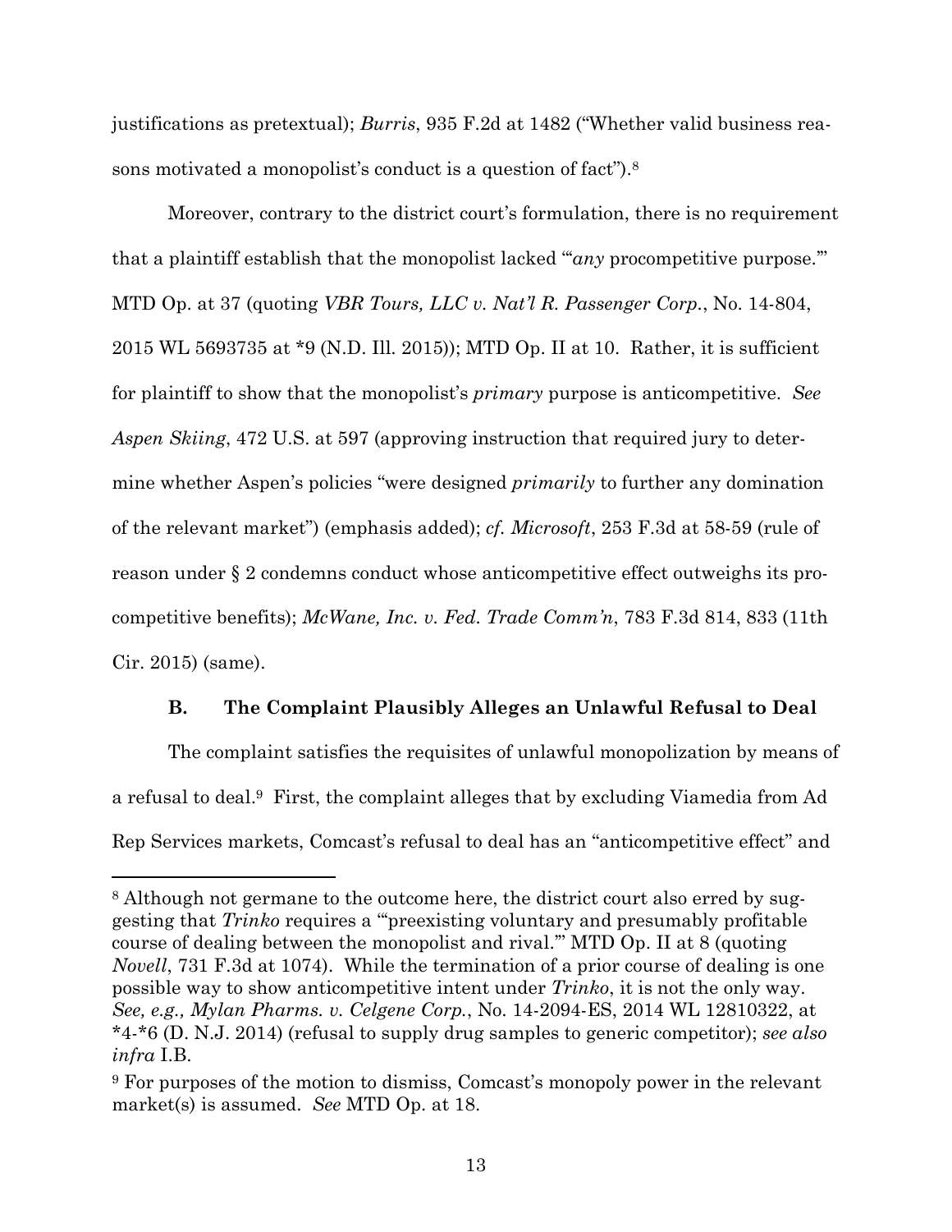justifications as pretextual); *Burris*, 935 F.2d at 1482 ("Whether valid business reasons motivated a monopolist's conduct is a question of fact").[8]

Moreover, contrary to the district court's formulation, there is no requirement that a plaintiff establish that the monopolist lacked "'*any* procompetitive purpose.'" MTD Op. at 37 (quoting *VBR Tours, LLC v. Nat'l R. Passenger Corp.*, No. 14-804, 2015 WL 5693735 at *9 (N.D. Ill. 2015)); MTD Op. II at 10. Rather, it is sufficient for plaintiff to show that the monopolist's *primary* purpose is anticompetitive. *See Aspen Skiing*, 472 U.S. at 597 (approving instruction that required jury to determine whether Aspen's policies "were designed *primarily* to further any domination of the relevant market") (emphasis added); *cf. Microsoft*, 253 F.3d at 58-59 (rule of reason under § 2 condemns conduct whose anticompetitive effect outweighs its procompetitive benefits); *McWane, Inc. v. Fed. Trade Comm'n*, 783 F.3d 814, 833 (11th Cir. 2015) (same).

### B. The Complaint Plausibly Alleges an Unlawful Refusal to Deal

The complaint satisfies the requisites of unlawful monopolization by means of a refusal to deal.[9] First, the complaint alleges that by excluding Viamedia from Ad Rep Services markets, Comcast's refusal to deal has an "anticompetitive effect" and

---

[8] Although not germane to the outcome here, the district court also erred by suggesting that *Trinko* requires a "'preexisting voluntary and presumably profitable course of dealing between the monopolist and rival.'" MTD Op. II at 8 (quoting *Novell*, 731 F.3d at 1074). While the termination of a prior course of dealing is one possible way to show anticompetitive intent under *Trinko*, it is not the only way. *See, e.g., Mylan Pharms. v. Celgene Corp.*, No. 14-2094-ES, 2014 WL 12810322, at *4-*6 (D. N.J. 2014) (refusal to supply drug samples to generic competitor); *see also infra* I.B.

[9] For purposes of the motion to dismiss, Comcast's monopoly power in the relevant market(s) is assumed. *See* MTD Op. at 18.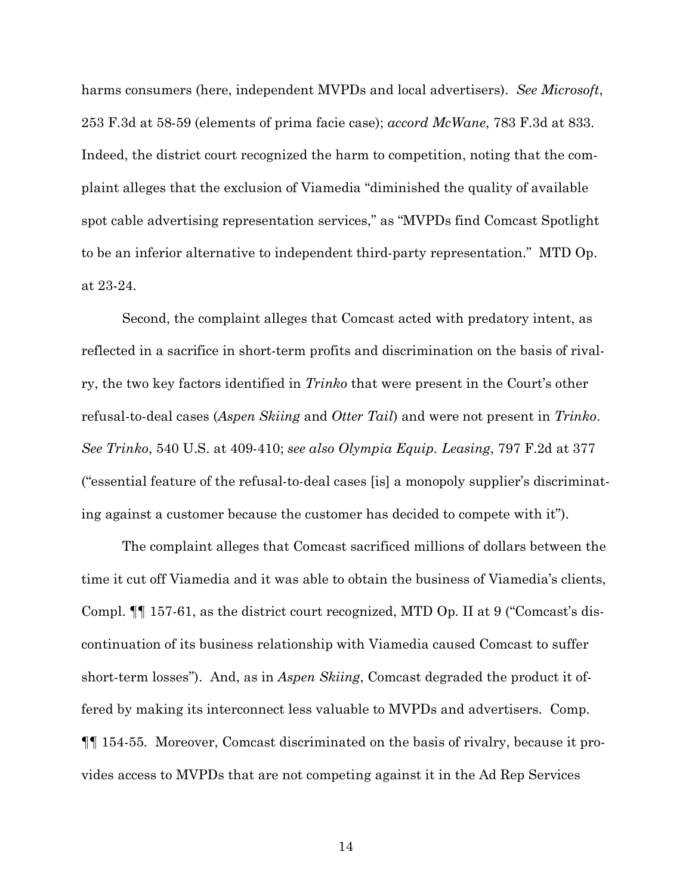harms consumers (here, independent MVPDs and local advertisers). *See Microsoft*, 253 F.3d at 58-59 (elements of prima facie case); *accord McWane*, 783 F.3d at 833. Indeed, the district court recognized the harm to competition, noting that the complaint alleges that the exclusion of Viamedia "diminished the quality of available spot cable advertising representation services," as "MVPDs find Comcast Spotlight to be an inferior alternative to independent third-party representation." MTD Op. at 23-24.

Second, the complaint alleges that Comcast acted with predatory intent, as reflected in a sacrifice in short-term profits and discrimination on the basis of rivalry, the two key factors identified in *Trinko* that were present in the Court's other refusal-to-deal cases (*Aspen Skiing* and *Otter Tail*) and were not present in *Trinko*. *See Trinko*, 540 U.S. at 409-410; *see also Olympia Equip. Leasing*, 797 F.2d at 377 ("essential feature of the refusal-to-deal cases [is] a monopoly supplier's discriminating against a customer because the customer has decided to compete with it").

The complaint alleges that Comcast sacrificed millions of dollars between the time it cut off Viamedia and it was able to obtain the business of Viamedia's clients, Compl. ¶¶ 157-61, as the district court recognized, MTD Op. II at 9 ("Comcast's discontinuation of its business relationship with Viamedia caused Comcast to suffer short-term losses"). And, as in *Aspen Skiing*, Comcast degraded the product it offered by making its interconnect less valuable to MVPDs and advertisers. Comp. ¶¶ 154-55. Moreover, Comcast discriminated on the basis of rivalry, because it provides access to MVPDs that are not competing against it in the Ad Rep Services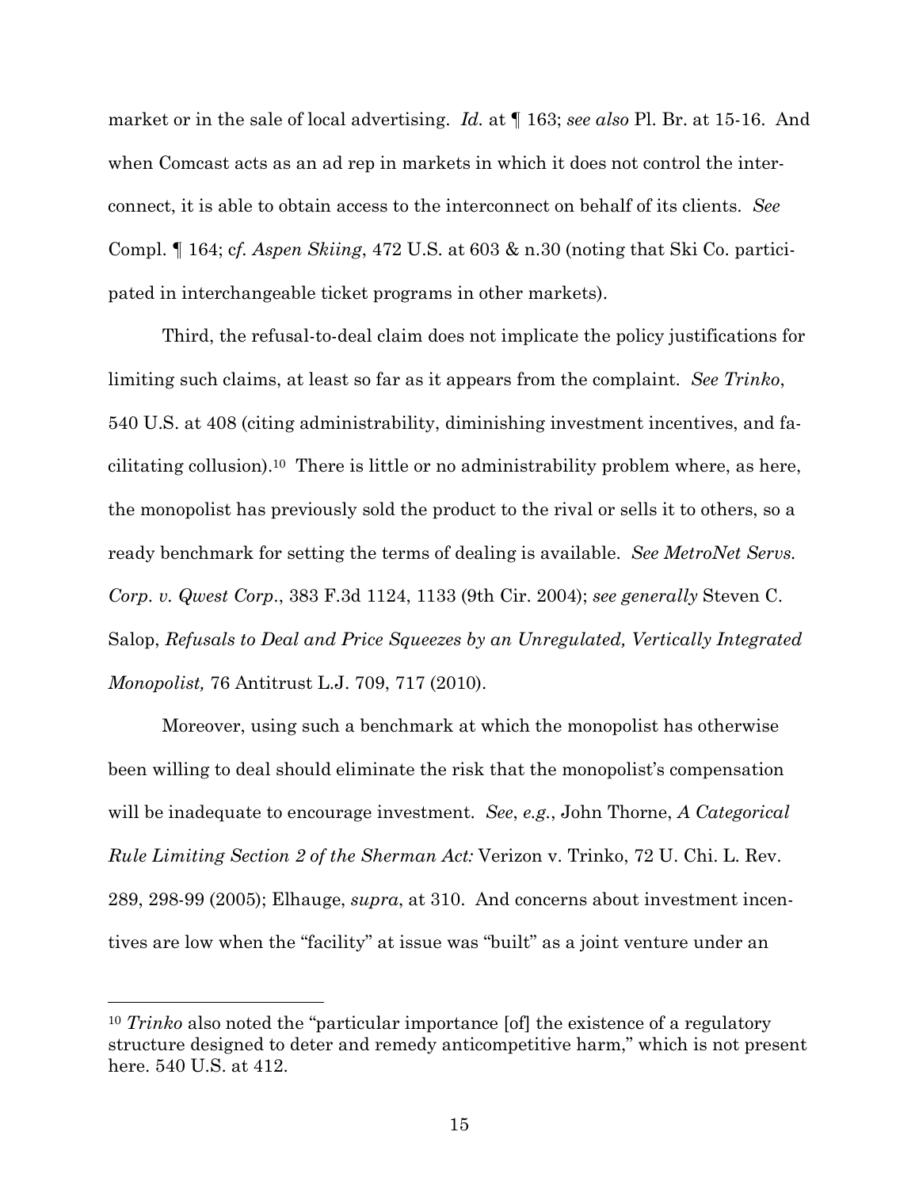market or in the sale of local advertising. *Id.* at ¶ 163; *see also* Pl. Br. at 15-16. And when Comcast acts as an ad rep in markets in which it does not control the interconnect, it is able to obtain access to the interconnect on behalf of its clients. *See* Compl. ¶ 164; c*f. Aspen Skiing*, 472 U.S. at 603 & n.30 (noting that Ski Co. participated in interchangeable ticket programs in other markets).

Third, the refusal-to-deal claim does not implicate the policy justifications for limiting such claims, at least so far as it appears from the complaint. *See Trinko*, 540 U.S. at 408 (citing administrability, diminishing investment incentives, and facilitating collusion).[10] There is little or no administrability problem where, as here, the monopolist has previously sold the product to the rival or sells it to others, so a ready benchmark for setting the terms of dealing is available. *See MetroNet Servs. Corp. v. Qwest Corp.*, 383 F.3d 1124, 1133 (9th Cir. 2004); *see generally* Steven C. Salop, *Refusals to Deal and Price Squeezes by an Unregulated, Vertically Integrated Monopolist,* 76 Antitrust L.J. 709, 717 (2010).

Moreover, using such a benchmark at which the monopolist has otherwise been willing to deal should eliminate the risk that the monopolist's compensation will be inadequate to encourage investment. *See*, *e.g.*, John Thorne, *A Categorical Rule Limiting Section 2 of the Sherman Act:* Verizon v. Trinko, 72 U. Chi. L. Rev. 289, 298-99 (2005); Elhauge, *supra*, at 310. And concerns about investment incentives are low when the "facility" at issue was "built" as a joint venture under an

[10] *Trinko* also noted the "particular importance [of] the existence of a regulatory structure designed to deter and remedy anticompetitive harm," which is not present here. 540 U.S. at 412.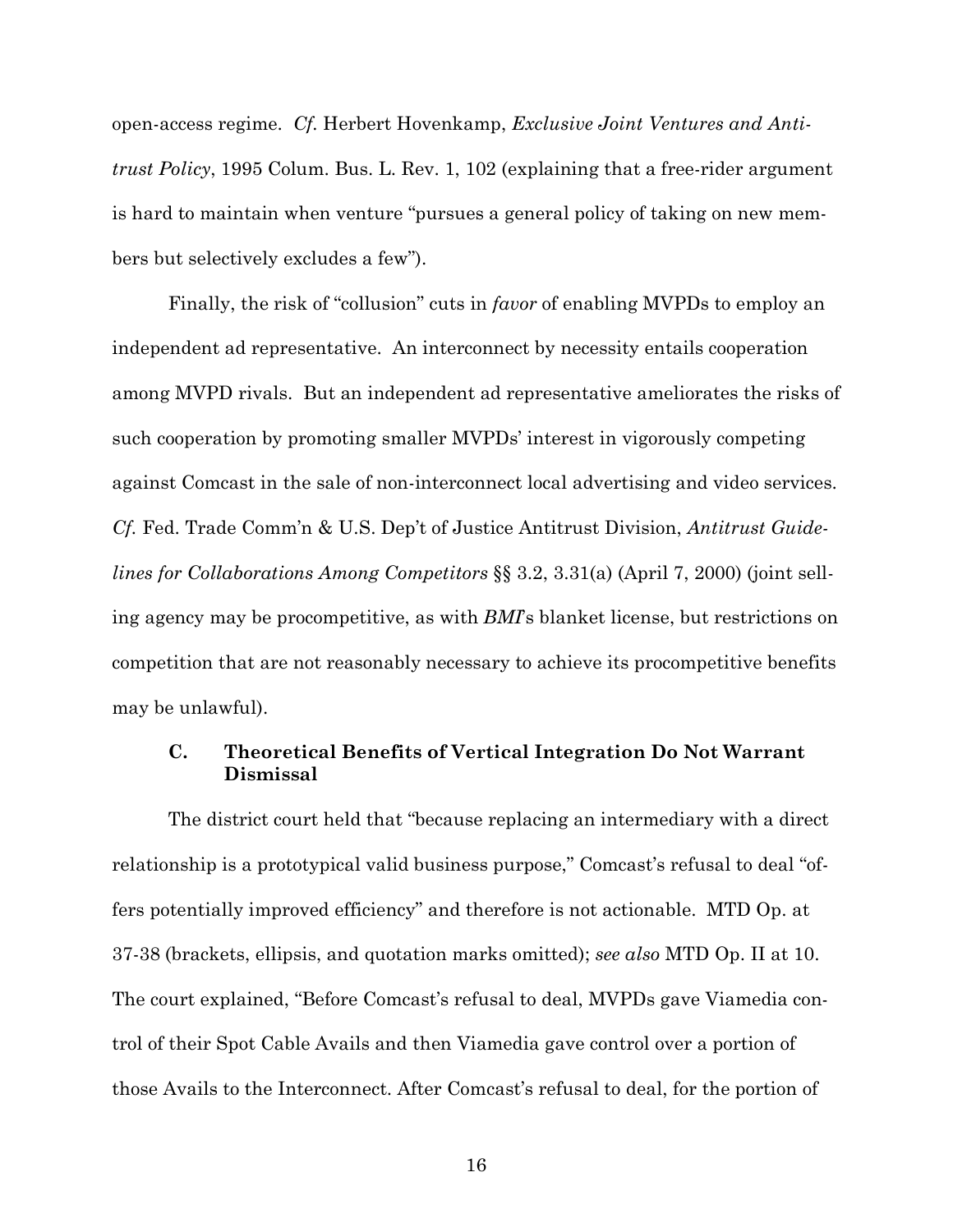open-access regime. *Cf.* Herbert Hovenkamp, *Exclusive Joint Ventures and Antitrust Policy*, 1995 Colum. Bus. L. Rev. 1, 102 (explaining that a free-rider argument is hard to maintain when venture "pursues a general policy of taking on new members but selectively excludes a few").

Finally, the risk of "collusion" cuts in *favor* of enabling MVPDs to employ an independent ad representative. An interconnect by necessity entails cooperation among MVPD rivals. But an independent ad representative ameliorates the risks of such cooperation by promoting smaller MVPDs' interest in vigorously competing against Comcast in the sale of non-interconnect local advertising and video services. *Cf.* Fed. Trade Comm'n & U.S. Dep't of Justice Antitrust Division, *Antitrust Guidelines for Collaborations Among Competitors* §§ 3.2, 3.31(a) (April 7, 2000) (joint selling agency may be procompetitive, as with *BMI*'s blanket license, but restrictions on competition that are not reasonably necessary to achieve its procompetitive benefits may be unlawful).

### C. Theoretical Benefits of Vertical Integration Do Not Warrant Dismissal

The district court held that "because replacing an intermediary with a direct relationship is a prototypical valid business purpose," Comcast's refusal to deal "offers potentially improved efficiency" and therefore is not actionable. MTD Op. at 37-38 (brackets, ellipsis, and quotation marks omitted); *see also* MTD Op. II at 10. The court explained, "Before Comcast's refusal to deal, MVPDs gave Viamedia control of their Spot Cable Avails and then Viamedia gave control over a portion of those Avails to the Interconnect. After Comcast's refusal to deal, for the portion of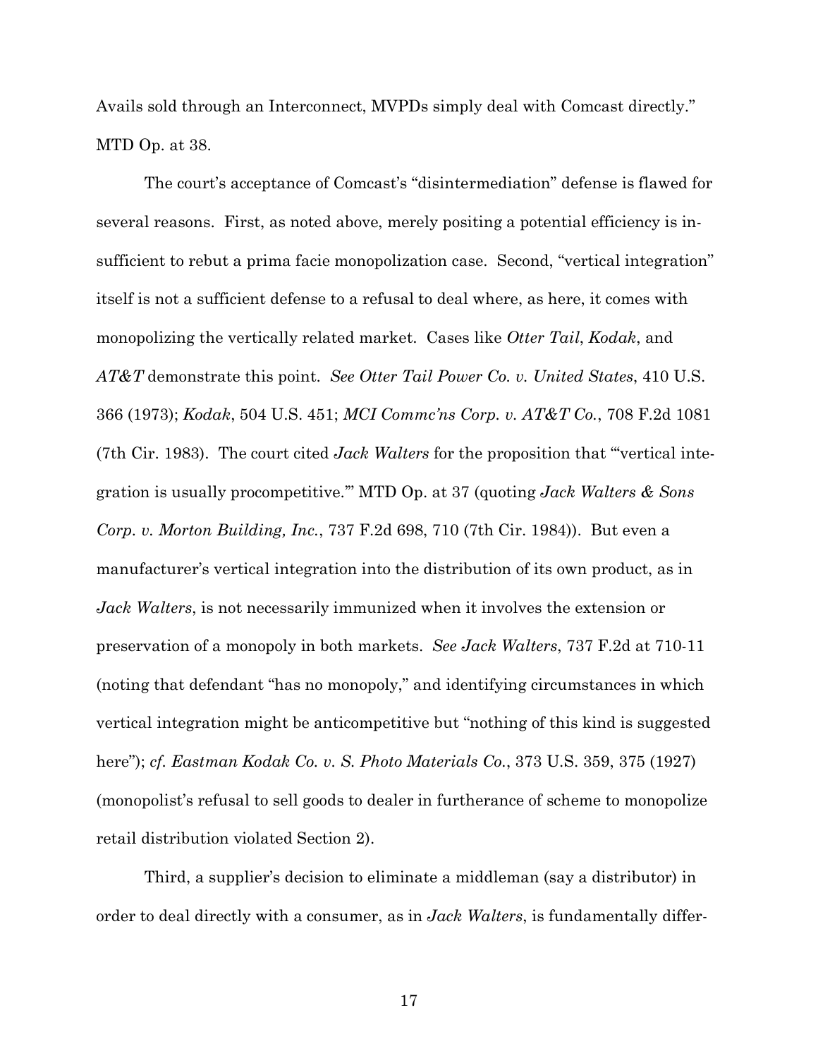Avails sold through an Interconnect, MVPDs simply deal with Comcast directly." MTD Op. at 38.

The court's acceptance of Comcast's "disintermediation" defense is flawed for several reasons. First, as noted above, merely positing a potential efficiency is insufficient to rebut a prima facie monopolization case. Second, "vertical integration" itself is not a sufficient defense to a refusal to deal where, as here, it comes with monopolizing the vertically related market. Cases like *Otter Tail*, *Kodak*, and *AT&T* demonstrate this point. *See Otter Tail Power Co. v. United States*, 410 U.S. 366 (1973); *Kodak*, 504 U.S. 451; *MCI Commc'ns Corp. v. AT&T Co.*, 708 F.2d 1081 (7th Cir. 1983). The court cited *Jack Walters* for the proposition that "'vertical integration is usually procompetitive.'" MTD Op. at 37 (quoting *Jack Walters & Sons Corp. v. Morton Building, Inc.*, 737 F.2d 698, 710 (7th Cir. 1984)). But even a manufacturer's vertical integration into the distribution of its own product, as in *Jack Walters*, is not necessarily immunized when it involves the extension or preservation of a monopoly in both markets. *See Jack Walters*, 737 F.2d at 710-11 (noting that defendant "has no monopoly," and identifying circumstances in which vertical integration might be anticompetitive but "nothing of this kind is suggested here"); *cf. Eastman Kodak Co. v. S. Photo Materials Co.*, 373 U.S. 359, 375 (1927) (monopolist's refusal to sell goods to dealer in furtherance of scheme to monopolize retail distribution violated Section 2).

Third, a supplier's decision to eliminate a middleman (say a distributor) in order to deal directly with a consumer, as in *Jack Walters*, is fundamentally differ-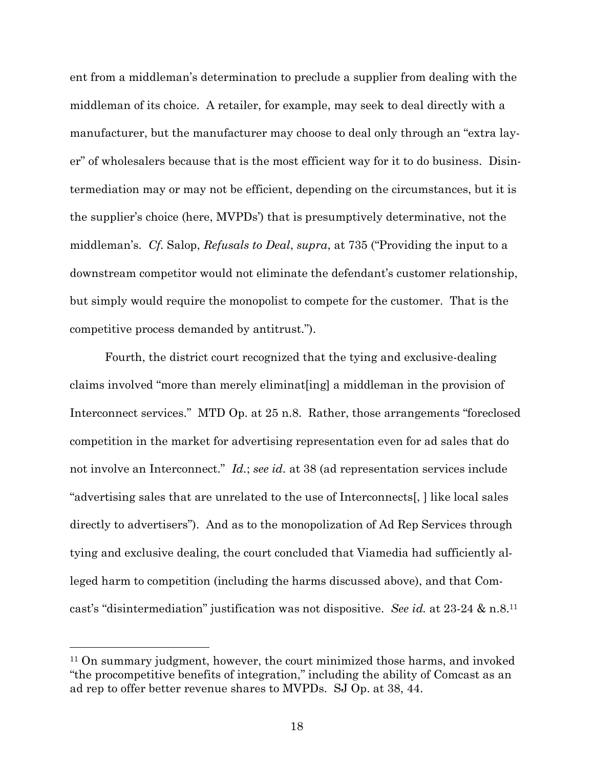ent from a middleman's determination to preclude a supplier from dealing with the middleman of its choice. A retailer, for example, may seek to deal directly with a manufacturer, but the manufacturer may choose to deal only through an "extra layer" of wholesalers because that is the most efficient way for it to do business. Disintermediation may or may not be efficient, depending on the circumstances, but it is the supplier's choice (here, MVPDs') that is presumptively determinative, not the middleman's. *Cf.* Salop, *Refusals to Deal*, *supra*, at 735 ("Providing the input to a downstream competitor would not eliminate the defendant's customer relationship, but simply would require the monopolist to compete for the customer. That is the competitive process demanded by antitrust.").

Fourth, the district court recognized that the tying and exclusive-dealing claims involved "more than merely eliminat[ing] a middleman in the provision of Interconnect services." MTD Op. at 25 n.8. Rather, those arrangements "foreclosed competition in the market for advertising representation even for ad sales that do not involve an Interconnect." *Id.*; *see id.* at 38 (ad representation services include "advertising sales that are unrelated to the use of Interconnects[, ] like local sales directly to advertisers"). And as to the monopolization of Ad Rep Services through tying and exclusive dealing, the court concluded that Viamedia had sufficiently alleged harm to competition (including the harms discussed above), and that Comcast's "disintermediation" justification was not dispositive. *See id.* at 23-24 & n.8.[11]

---

[11] On summary judgment, however, the court minimized those harms, and invoked "the procompetitive benefits of integration," including the ability of Comcast as an ad rep to offer better revenue shares to MVPDs. SJ Op. at 38, 44.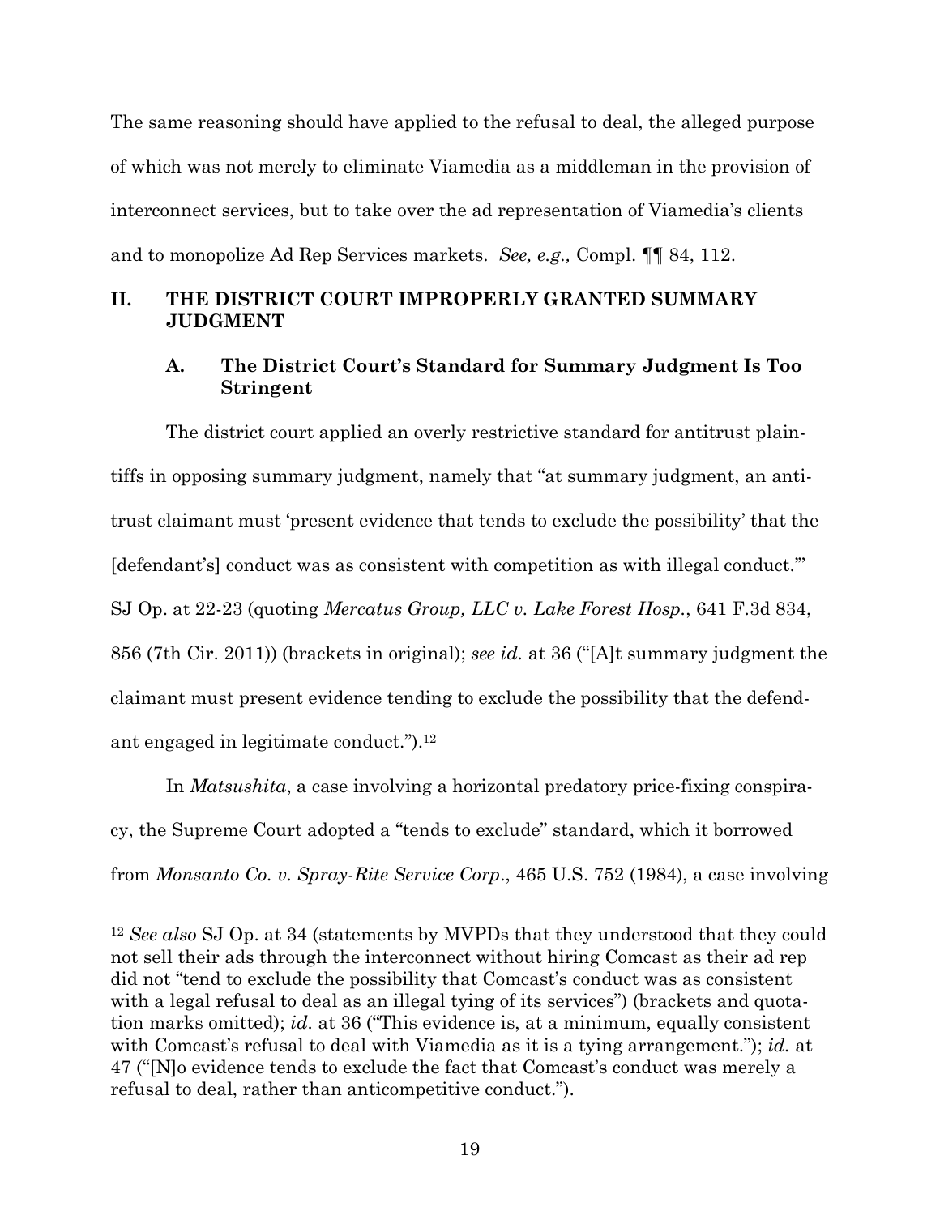The same reasoning should have applied to the refusal to deal, the alleged purpose of which was not merely to eliminate Viamedia as a middleman in the provision of interconnect services, but to take over the ad representation of Viamedia's clients and to monopolize Ad Rep Services markets. *See, e.g.,* Compl. ¶¶ 84, 112.

## II. THE DISTRICT COURT IMPROPERLY GRANTED SUMMARY JUDGMENT

### A. The District Court's Standard for Summary Judgment Is Too Stringent

The district court applied an overly restrictive standard for antitrust plaintiffs in opposing summary judgment, namely that "at summary judgment, an antitrust claimant must 'present evidence that tends to exclude the possibility' that the [defendant's] conduct was as consistent with competition as with illegal conduct.'" SJ Op. at 22-23 (quoting *Mercatus Group, LLC v. Lake Forest Hosp.*, 641 F.3d 834, 856 (7th Cir. 2011)) (brackets in original); *see id.* at 36 ("[A]t summary judgment the claimant must present evidence tending to exclude the possibility that the defendant engaged in legitimate conduct.").[12]

In *Matsushita*, a case involving a horizontal predatory price-fixing conspiracy, the Supreme Court adopted a "tends to exclude" standard, which it borrowed from *Monsanto Co. v. Spray-Rite Service Corp.*, 465 U.S. 752 (1984), a case involving

---

[12] *See also* SJ Op. at 34 (statements by MVPDs that they understood that they could not sell their ads through the interconnect without hiring Comcast as their ad rep did not "tend to exclude the possibility that Comcast's conduct was as consistent with a legal refusal to deal as an illegal tying of its services") (brackets and quotation marks omitted); *id.* at 36 ("This evidence is, at a minimum, equally consistent with Comcast's refusal to deal with Viamedia as it is a tying arrangement."); *id.* at 47 ("[N]o evidence tends to exclude the fact that Comcast's conduct was merely a refusal to deal, rather than anticompetitive conduct.").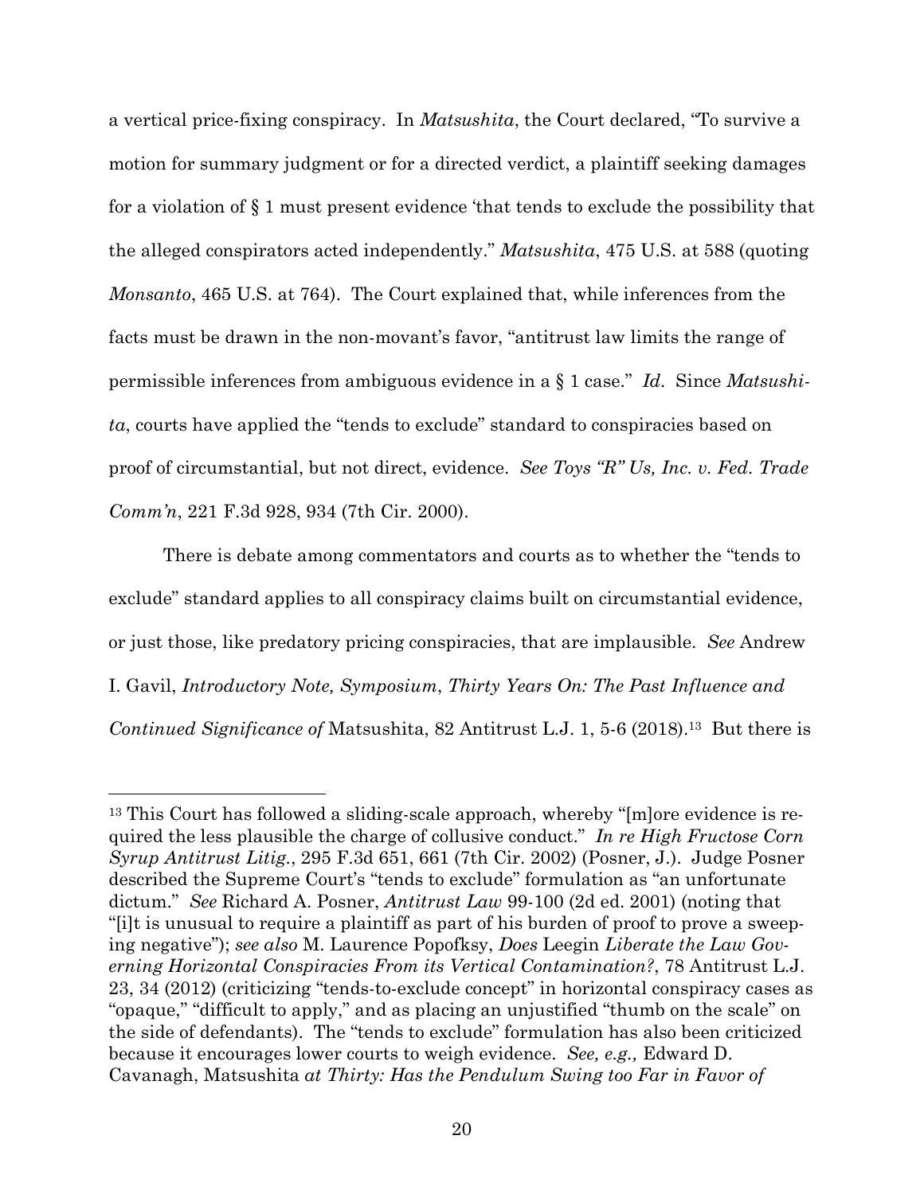a vertical price-fixing conspiracy. In *Matsushita*, the Court declared, "To survive a motion for summary judgment or for a directed verdict, a plaintiff seeking damages for a violation of § 1 must present evidence 'that tends to exclude the possibility that the alleged conspirators acted independently." *Matsushita*, 475 U.S. at 588 (quoting *Monsanto*, 465 U.S. at 764). The Court explained that, while inferences from the facts must be drawn in the non-movant's favor, "antitrust law limits the range of permissible inferences from ambiguous evidence in a § 1 case." *Id.* Since *Matsushita*, courts have applied the "tends to exclude" standard to conspiracies based on proof of circumstantial, but not direct, evidence. *See Toys "R" Us, Inc. v. Fed. Trade Comm'n*, 221 F.3d 928, 934 (7th Cir. 2000).

There is debate among commentators and courts as to whether the "tends to exclude" standard applies to all conspiracy claims built on circumstantial evidence, or just those, like predatory pricing conspiracies, that are implausible. *See* Andrew I. Gavil, *Introductory Note, Symposium*, *Thirty Years On: The Past Influence and Continued Significance of* Matsushita, 82 Antitrust L.J. 1, 5-6 (2018).[13] But there is

---

[13] This Court has followed a sliding-scale approach, whereby "[m]ore evidence is required the less plausible the charge of collusive conduct." *In re High Fructose Corn Syrup Antitrust Litig.*, 295 F.3d 651, 661 (7th Cir. 2002) (Posner, J.). Judge Posner described the Supreme Court's "tends to exclude" formulation as "an unfortunate dictum." *See* Richard A. Posner, *Antitrust Law* 99-100 (2d ed. 2001) (noting that "[i]t is unusual to require a plaintiff as part of his burden of proof to prove a sweeping negative"); *see also* M. Laurence Popofksy, *Does* Leegin *Liberate the Law Governing Horizontal Conspiracies From its Vertical Contamination?*, 78 Antitrust L.J. 23, 34 (2012) (criticizing "tends-to-exclude concept" in horizontal conspiracy cases as "opaque," "difficult to apply," and as placing an unjustified "thumb on the scale" on the side of defendants). The "tends to exclude" formulation has also been criticized because it encourages lower courts to weigh evidence. *See, e.g.,* Edward D. Cavanagh, Matsushita *at Thirty: Has the Pendulum Swing too Far in Favor of*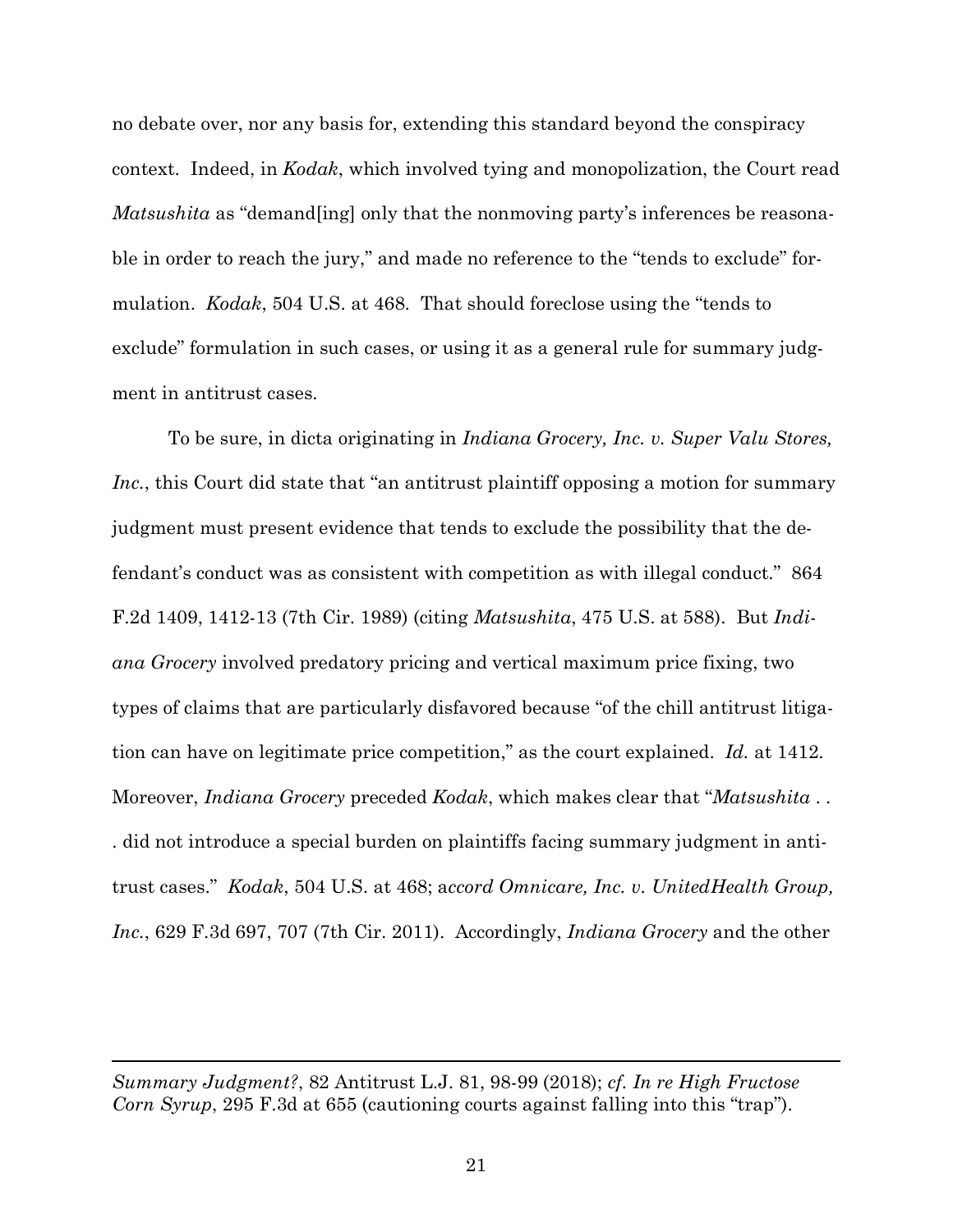no debate over, nor any basis for, extending this standard beyond the conspiracy context. Indeed, in *Kodak*, which involved tying and monopolization, the Court read *Matsushita* as "demand[ing] only that the nonmoving party's inferences be reasonable in order to reach the jury," and made no reference to the "tends to exclude" formulation. *Kodak*, 504 U.S. at 468. That should foreclose using the "tends to exclude" formulation in such cases, or using it as a general rule for summary judgment in antitrust cases.

To be sure, in dicta originating in *Indiana Grocery, Inc. v. Super Valu Stores, Inc.*, this Court did state that "an antitrust plaintiff opposing a motion for summary judgment must present evidence that tends to exclude the possibility that the defendant's conduct was as consistent with competition as with illegal conduct." 864 F.2d 1409, 1412-13 (7th Cir. 1989) (citing *Matsushita*, 475 U.S. at 588). But *Indiana Grocery* involved predatory pricing and vertical maximum price fixing, two types of claims that are particularly disfavored because "of the chill antitrust litigation can have on legitimate price competition," as the court explained. *Id.* at 1412. Moreover, *Indiana Grocery* preceded *Kodak*, which makes clear that "*Matsushita* . . . did not introduce a special burden on plaintiffs facing summary judgment in antitrust cases." *Kodak*, 504 U.S. at 468; a*ccord Omnicare, Inc. v. UnitedHealth Group, Inc.*, 629 F.3d 697, 707 (7th Cir. 2011). Accordingly, *Indiana Grocery* and the other

---

*Summary Judgment?*, 82 Antitrust L.J. 81, 98-99 (2018); *cf. In re High Fructose Corn Syrup*, 295 F.3d at 655 (cautioning courts against falling into this "trap").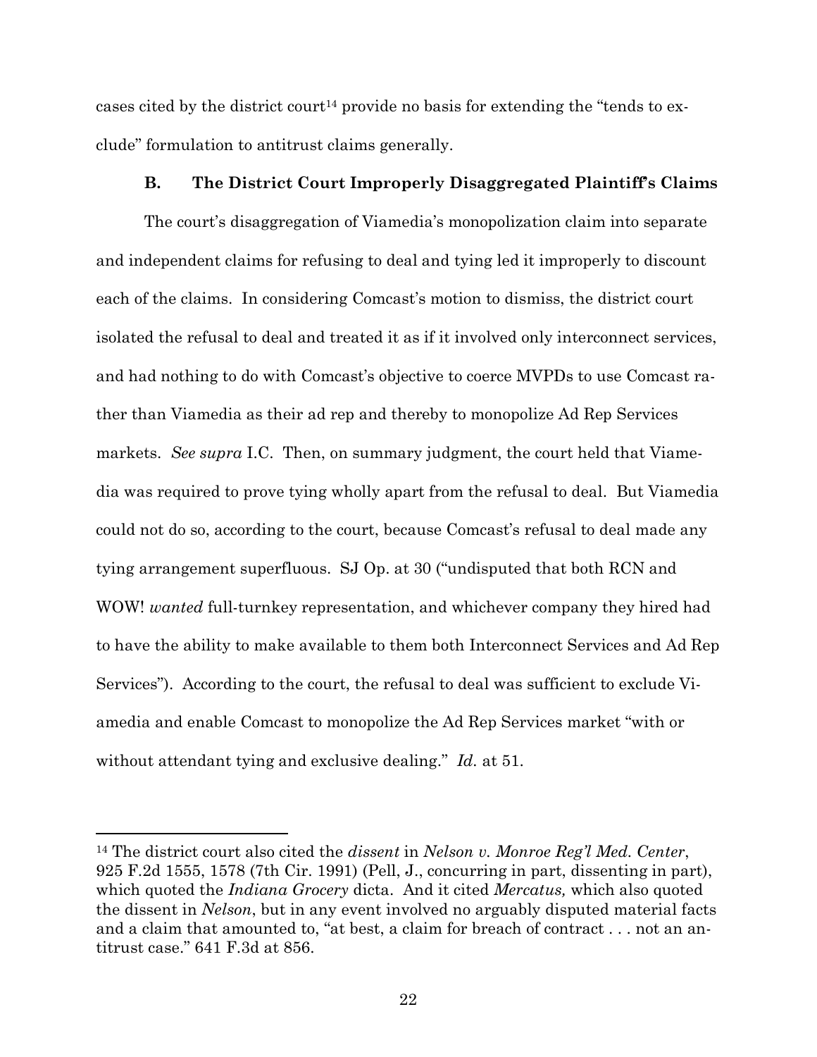cases cited by the district court[14] provide no basis for extending the "tends to exclude" formulation to antitrust claims generally.

### B. The District Court Improperly Disaggregated Plaintiff's Claims

The court's disaggregation of Viamedia's monopolization claim into separate and independent claims for refusing to deal and tying led it improperly to discount each of the claims. In considering Comcast's motion to dismiss, the district court isolated the refusal to deal and treated it as if it involved only interconnect services, and had nothing to do with Comcast's objective to coerce MVPDs to use Comcast rather than Viamedia as their ad rep and thereby to monopolize Ad Rep Services markets. *See supra* I.C. Then, on summary judgment, the court held that Viamedia was required to prove tying wholly apart from the refusal to deal. But Viamedia could not do so, according to the court, because Comcast's refusal to deal made any tying arrangement superfluous. SJ Op. at 30 ("undisputed that both RCN and WOW! *wanted* full-turnkey representation, and whichever company they hired had to have the ability to make available to them both Interconnect Services and Ad Rep Services"). According to the court, the refusal to deal was sufficient to exclude Viamedia and enable Comcast to monopolize the Ad Rep Services market "with or without attendant tying and exclusive dealing." *Id.* at 51.

[14] The district court also cited the *dissent* in *Nelson v. Monroe Reg'l Med. Center*, 925 F.2d 1555, 1578 (7th Cir. 1991) (Pell, J., concurring in part, dissenting in part), which quoted the *Indiana Grocery* dicta. And it cited *Mercatus,* which also quoted the dissent in *Nelson*, but in any event involved no arguably disputed material facts and a claim that amounted to, "at best, a claim for breach of contract . . . not an antitrust case." 641 F.3d at 856.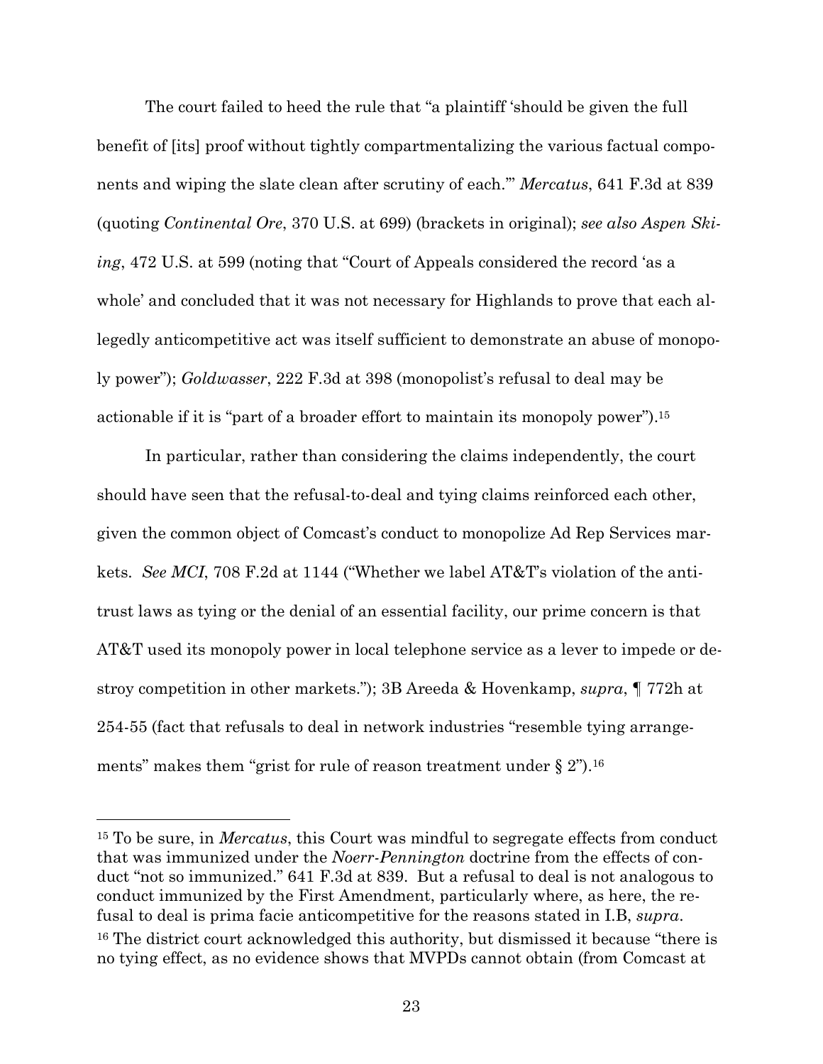The court failed to heed the rule that "a plaintiff 'should be given the full benefit of [its] proof without tightly compartmentalizing the various factual components and wiping the slate clean after scrutiny of each.'" *Mercatus*, 641 F.3d at 839 (quoting *Continental Ore*, 370 U.S. at 699) (brackets in original); *see also Aspen Skiing*, 472 U.S. at 599 (noting that "Court of Appeals considered the record 'as a whole' and concluded that it was not necessary for Highlands to prove that each allegedly anticompetitive act was itself sufficient to demonstrate an abuse of monopoly power"); *Goldwasser*, 222 F.3d at 398 (monopolist's refusal to deal may be actionable if it is "part of a broader effort to maintain its monopoly power").[15]

In particular, rather than considering the claims independently, the court should have seen that the refusal-to-deal and tying claims reinforced each other, given the common object of Comcast's conduct to monopolize Ad Rep Services markets. *See MCI*, 708 F.2d at 1144 ("Whether we label AT&T's violation of the antitrust laws as tying or the denial of an essential facility, our prime concern is that AT&T used its monopoly power in local telephone service as a lever to impede or destroy competition in other markets."); 3B Areeda & Hovenkamp, *supra*, ¶ 772h at 254-55 (fact that refusals to deal in network industries "resemble tying arrangements" makes them "grist for rule of reason treatment under § 2").[16]

---

[15] To be sure, in *Mercatus*, this Court was mindful to segregate effects from conduct that was immunized under the *Noerr-Pennington* doctrine from the effects of conduct "not so immunized." 641 F.3d at 839. But a refusal to deal is not analogous to conduct immunized by the First Amendment, particularly where, as here, the refusal to deal is prima facie anticompetitive for the reasons stated in I.B, *supra*.

[16] The district court acknowledged this authority, but dismissed it because "there is no tying effect, as no evidence shows that MVPDs cannot obtain (from Comcast at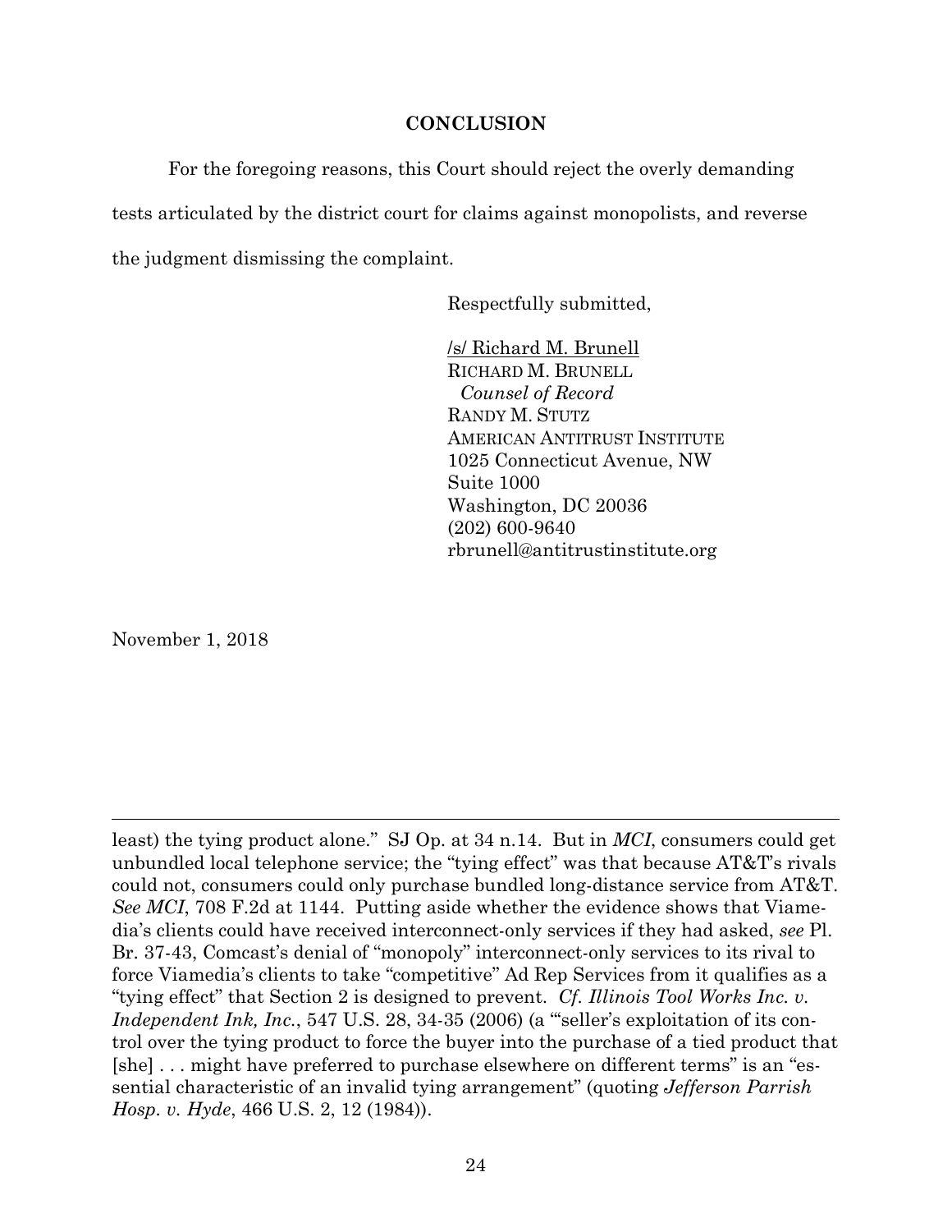## CONCLUSION

For the foregoing reasons, this Court should reject the overly demanding tests articulated by the district court for claims against monopolists, and reverse the judgment dismissing the complaint.

Respectfully submitted,

/s/ Richard M. Brunell
RICHARD M. BRUNELL
*Counsel of Record*
RANDY M. STUTZ
AMERICAN ANTITRUST INSTITUTE
1025 Connecticut Avenue, NW
Suite 1000
Washington, DC 20036
(202) 600-9640
rbrunell@antitrustinstitute.org

November 1, 2018

---

least) the tying product alone." SJ Op. at 34 n.14. But in *MCI*, consumers could get unbundled local telephone service; the "tying effect" was that because AT&T's rivals could not, consumers could only purchase bundled long-distance service from AT&T. *See MCI*, 708 F.2d at 1144. Putting aside whether the evidence shows that Viamedia's clients could have received interconnect-only services if they had asked, *see* Pl. Br. 37-43, Comcast's denial of "monopoly" interconnect-only services to its rival to force Viamedia's clients to take "competitive" Ad Rep Services from it qualifies as a "tying effect" that Section 2 is designed to prevent. *Cf. Illinois Tool Works Inc. v. Independent Ink, Inc.*, 547 U.S. 28, 34-35 (2006) (a "'seller's exploitation of its control over the tying product to force the buyer into the purchase of a tied product that [she] . . . might have preferred to purchase elsewhere on different terms" is an "essential characteristic of an invalid tying arrangement" (quoting *Jefferson Parrish Hosp. v. Hyde*, 466 U.S. 2, 12 (1984)).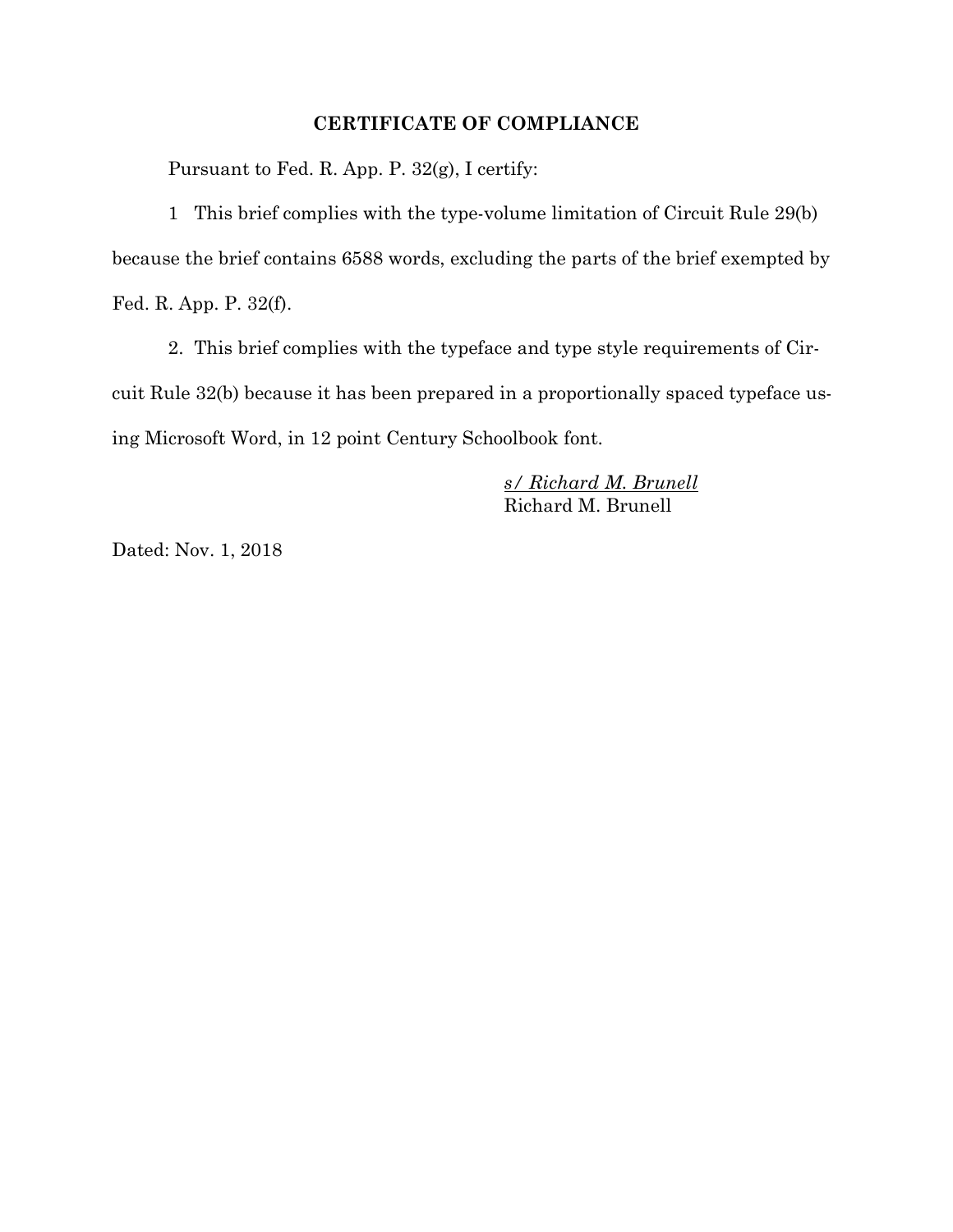## CERTIFICATE OF COMPLIANCE

Pursuant to Fed. R. App. P. 32(g), I certify:

1 This brief complies with the type-volume limitation of Circuit Rule 29(b) because the brief contains 6588 words, excluding the parts of the brief exempted by Fed. R. App. P. 32(f).

2. This brief complies with the typeface and type style requirements of Circuit Rule 32(b) because it has been prepared in a proportionally spaced typeface using Microsoft Word, in 12 point Century Schoolbook font.

*s/ Richard M. Brunell*
Richard M. Brunell

Dated: Nov. 1, 2018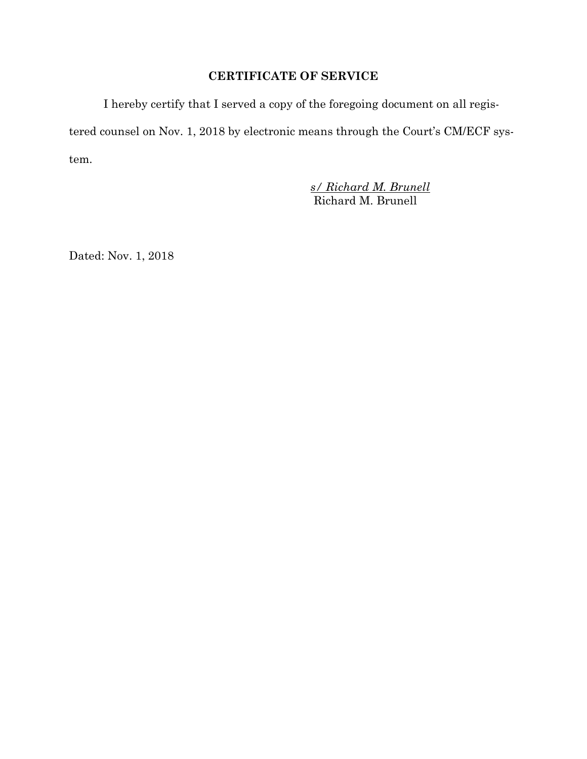## CERTIFICATE OF SERVICE

I hereby certify that I served a copy of the foregoing document on all registered counsel on Nov. 1, 2018 by electronic means through the Court's CM/ECF system.

*s/ Richard M. Brunell*
Richard M. Brunell

Dated: Nov. 1, 2018